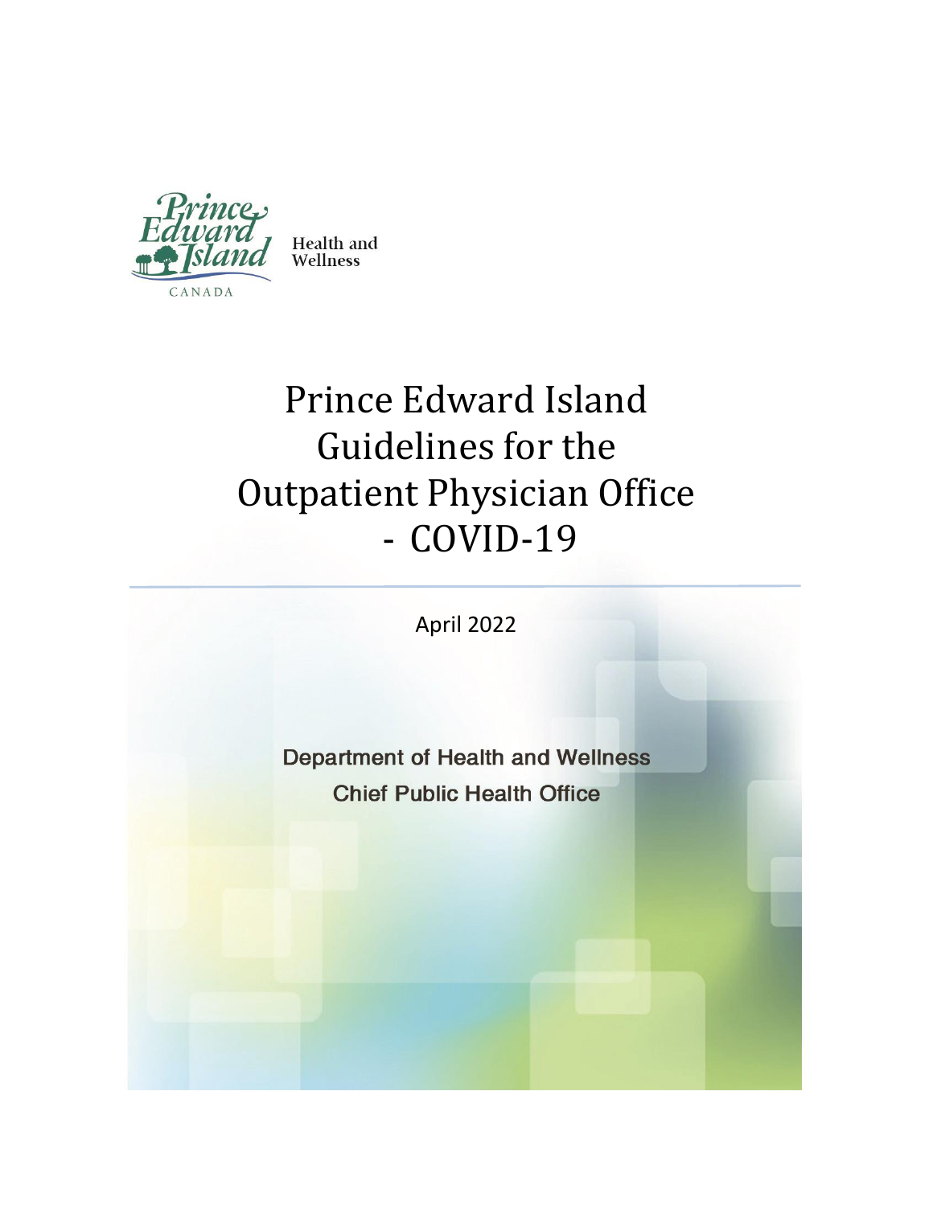Health and Wellness

# Prince Edward Island Guidelines for the Outpatient Physician Office - COVID-19

April 2022

**Department of Health and Wellness**

**Chief Public Health Office**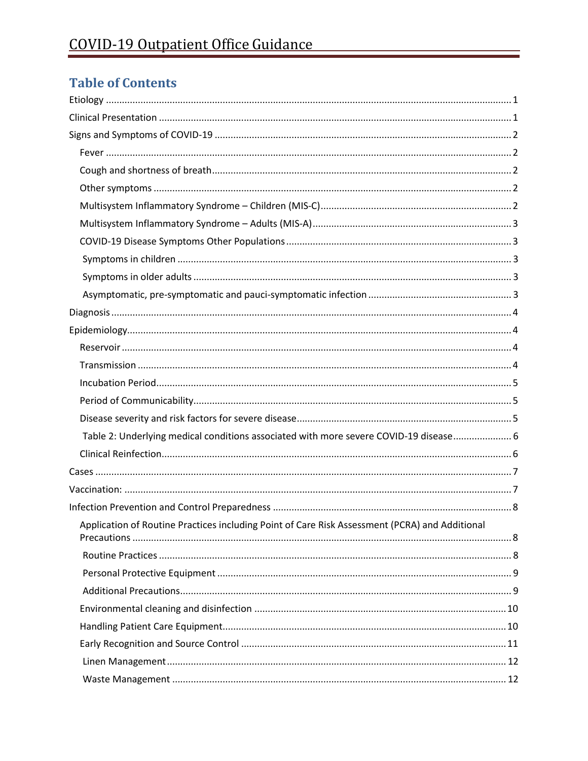# Table of Contents

Etiology ........................................................................ 1
Clinical Presentation ........................................................................ 1
Signs and Symptoms of COVID-19 ........................................................................ 2
- Fever ........................................................................ 2
- Cough and shortness of breath ........................................................................ 2
- Other symptoms ........................................................................ 2
- Multisystem Inflammatory Syndrome – Children (MIS-C) ........................................................................ 2
- Multisystem Inflammatory Syndrome – Adults (MIS-A) ........................................................................ 3
- COVID-19 Disease Symptoms Other Populations ........................................................................ 3
  - Symptoms in children ........................................................................ 3
  - Symptoms in older adults ........................................................................ 3
  - Asymptomatic, pre-symptomatic and pauci-symptomatic infection ........................................................................ 3

Diagnosis ........................................................................ 4
Epidemiology ........................................................................ 4
- Reservoir ........................................................................ 4
- Transmission ........................................................................ 4
- Incubation Period ........................................................................ 5
- Period of Communicability ........................................................................ 5
- Disease severity and risk factors for severe disease ........................................................................ 5
  - Table 2: Underlying medical conditions associated with more severe COVID-19 disease ........................................................................ 6
- Clinical Reinfection ........................................................................ 6

Cases ........................................................................ 7
Vaccination: ........................................................................ 7
Infection Prevention and Control Preparedness ........................................................................ 8
- Application of Routine Practices including Point of Care Risk Assessment (PCRA) and Additional Precautions ........................................................................ 8
  - Routine Practices ........................................................................ 8
  - Personal Protective Equipment ........................................................................ 9
  - Additional Precautions ........................................................................ 9
- Environmental cleaning and disinfection ........................................................................ 10
- Handling Patient Care Equipment ........................................................................ 10
- Early Recognition and Source Control ........................................................................ 11
  - Linen Management ........................................................................ 12
  - Waste Management ........................................................................ 12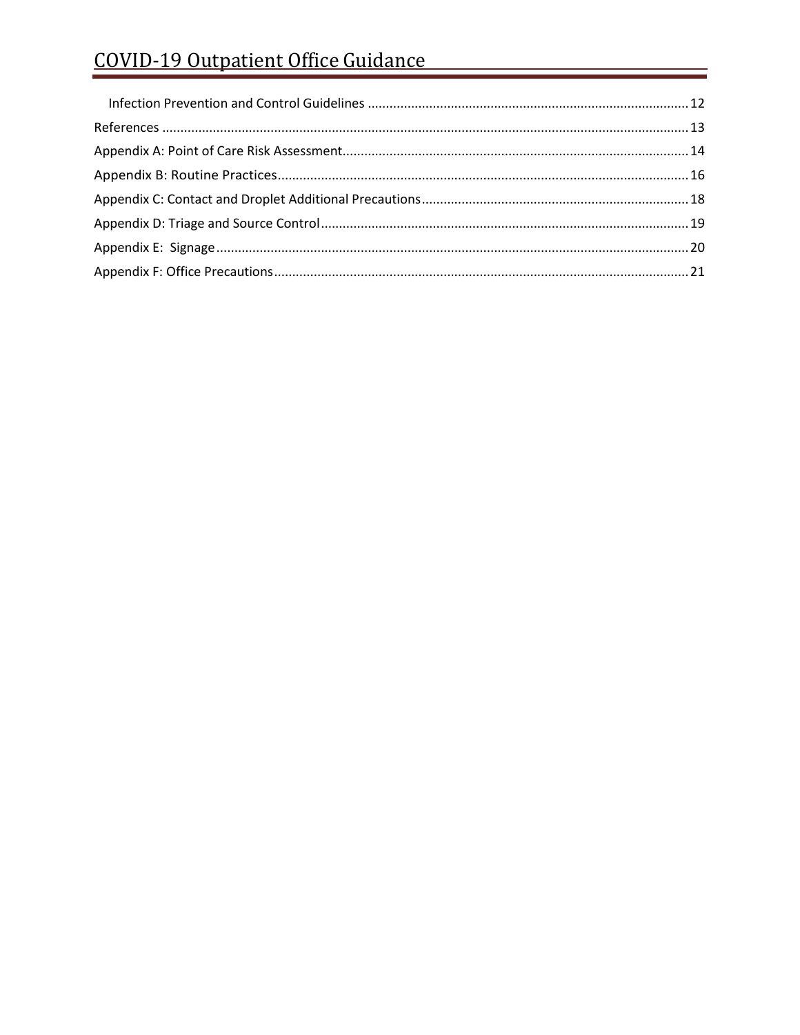Infection Prevention and Control Guidelines ........................................................................................ 12

References ................................................................................................................................................ 13

Appendix A: Point of Care Risk Assessment............................................................................................... 14

Appendix B: Routine Practices.................................................................................................................. 16

Appendix C: Contact and Droplet Additional Precautions.......................................................................... 18

Appendix D: Triage and Source Control..................................................................................................... 19

Appendix E: Signage.................................................................................................................................. 20

Appendix F: Office Precautions.................................................................................................................. 21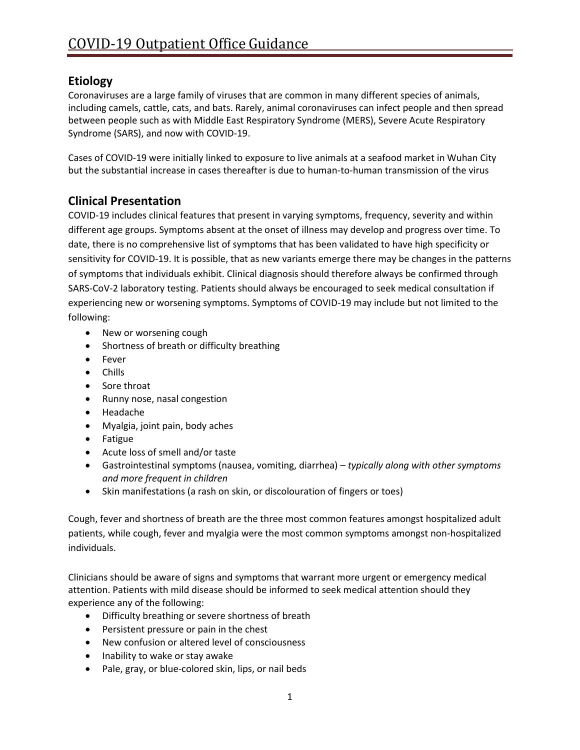## Etiology

Coronaviruses are a large family of viruses that are common in many different species of animals, including camels, cattle, cats, and bats. Rarely, animal coronaviruses can infect people and then spread between people such as with Middle East Respiratory Syndrome (MERS), Severe Acute Respiratory Syndrome (SARS), and now with COVID-19.

Cases of COVID-19 were initially linked to exposure to live animals at a seafood market in Wuhan City but the substantial increase in cases thereafter is due to human-to-human transmission of the virus

## Clinical Presentation

COVID-19 includes clinical features that present in varying symptoms, frequency, severity and within different age groups. Symptoms absent at the onset of illness may develop and progress over time. To date, there is no comprehensive list of symptoms that has been validated to have high specificity or sensitivity for COVID-19. It is possible, that as new variants emerge there may be changes in the patterns of symptoms that individuals exhibit. Clinical diagnosis should therefore always be confirmed through SARS-CoV-2 laboratory testing. Patients should always be encouraged to seek medical consultation if experiencing new or worsening symptoms. Symptoms of COVID-19 may include but not limited to the following:

- New or worsening cough
- Shortness of breath or difficulty breathing
- Fever
- Chills
- Sore throat
- Runny nose, nasal congestion
- Headache
- Myalgia, joint pain, body aches
- Fatigue
- Acute loss of smell and/or taste
- Gastrointestinal symptoms (nausea, vomiting, diarrhea) – *typically along with other symptoms and more frequent in children*
- Skin manifestations (a rash on skin, or discolouration of fingers or toes)

Cough, fever and shortness of breath are the three most common features amongst hospitalized adult patients, while cough, fever and myalgia were the most common symptoms amongst non-hospitalized individuals.

Clinicians should be aware of signs and symptoms that warrant more urgent or emergency medical attention. Patients with mild disease should be informed to seek medical attention should they experience any of the following:

- Difficulty breathing or severe shortness of breath
- Persistent pressure or pain in the chest
- New confusion or altered level of consciousness
- Inability to wake or stay awake
- Pale, gray, or blue-colored skin, lips, or nail beds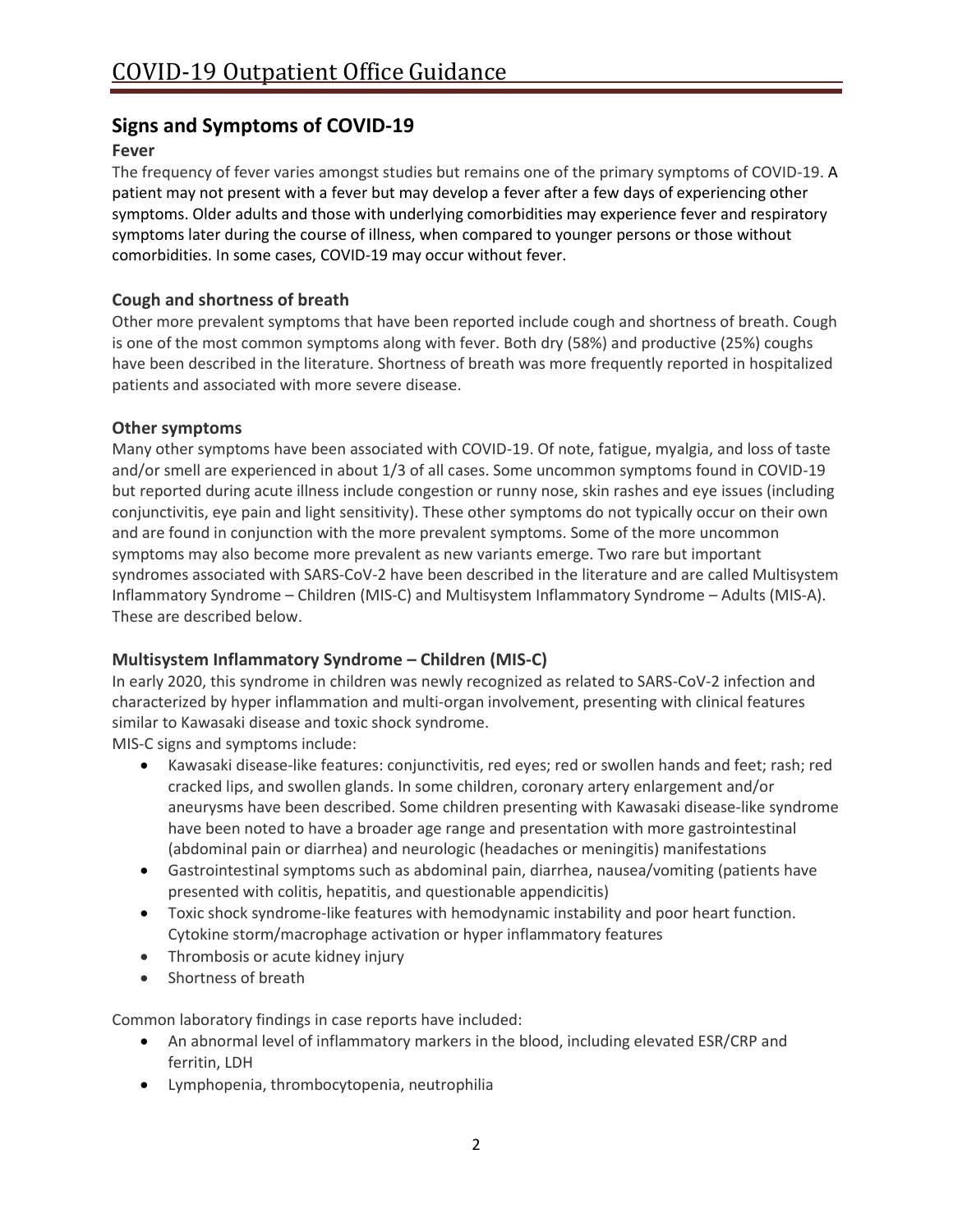## Signs and Symptoms of COVID-19

### Fever

The frequency of fever varies amongst studies but remains one of the primary symptoms of COVID-19. A patient may not present with a fever but may develop a fever after a few days of experiencing other symptoms. Older adults and those with underlying comorbidities may experience fever and respiratory symptoms later during the course of illness, when compared to younger persons or those without comorbidities. In some cases, COVID-19 may occur without fever.

### Cough and shortness of breath

Other more prevalent symptoms that have been reported include cough and shortness of breath. Cough is one of the most common symptoms along with fever. Both dry (58%) and productive (25%) coughs have been described in the literature. Shortness of breath was more frequently reported in hospitalized patients and associated with more severe disease.

### Other symptoms

Many other symptoms have been associated with COVID-19. Of note, fatigue, myalgia, and loss of taste and/or smell are experienced in about 1/3 of all cases. Some uncommon symptoms found in COVID-19 but reported during acute illness include congestion or runny nose, skin rashes and eye issues (including conjunctivitis, eye pain and light sensitivity). These other symptoms do not typically occur on their own and are found in conjunction with the more prevalent symptoms. Some of the more uncommon symptoms may also become more prevalent as new variants emerge. Two rare but important syndromes associated with SARS-CoV-2 have been described in the literature and are called Multisystem Inflammatory Syndrome – Children (MIS-C) and Multisystem Inflammatory Syndrome – Adults (MIS-A). These are described below.

### Multisystem Inflammatory Syndrome – Children (MIS-C)

In early 2020, this syndrome in children was newly recognized as related to SARS-CoV-2 infection and characterized by hyper inflammation and multi-organ involvement, presenting with clinical features similar to Kawasaki disease and toxic shock syndrome.

MIS-C signs and symptoms include:

- Kawasaki disease-like features: conjunctivitis, red eyes; red or swollen hands and feet; rash; red cracked lips, and swollen glands. In some children, coronary artery enlargement and/or aneurysms have been described. Some children presenting with Kawasaki disease-like syndrome have been noted to have a broader age range and presentation with more gastrointestinal (abdominal pain or diarrhea) and neurologic (headaches or meningitis) manifestations
- Gastrointestinal symptoms such as abdominal pain, diarrhea, nausea/vomiting (patients have presented with colitis, hepatitis, and questionable appendicitis)
- Toxic shock syndrome-like features with hemodynamic instability and poor heart function. Cytokine storm/macrophage activation or hyper inflammatory features
- Thrombosis or acute kidney injury
- Shortness of breath

Common laboratory findings in case reports have included:

- An abnormal level of inflammatory markers in the blood, including elevated ESR/CRP and ferritin, LDH
- Lymphopenia, thrombocytopenia, neutrophilia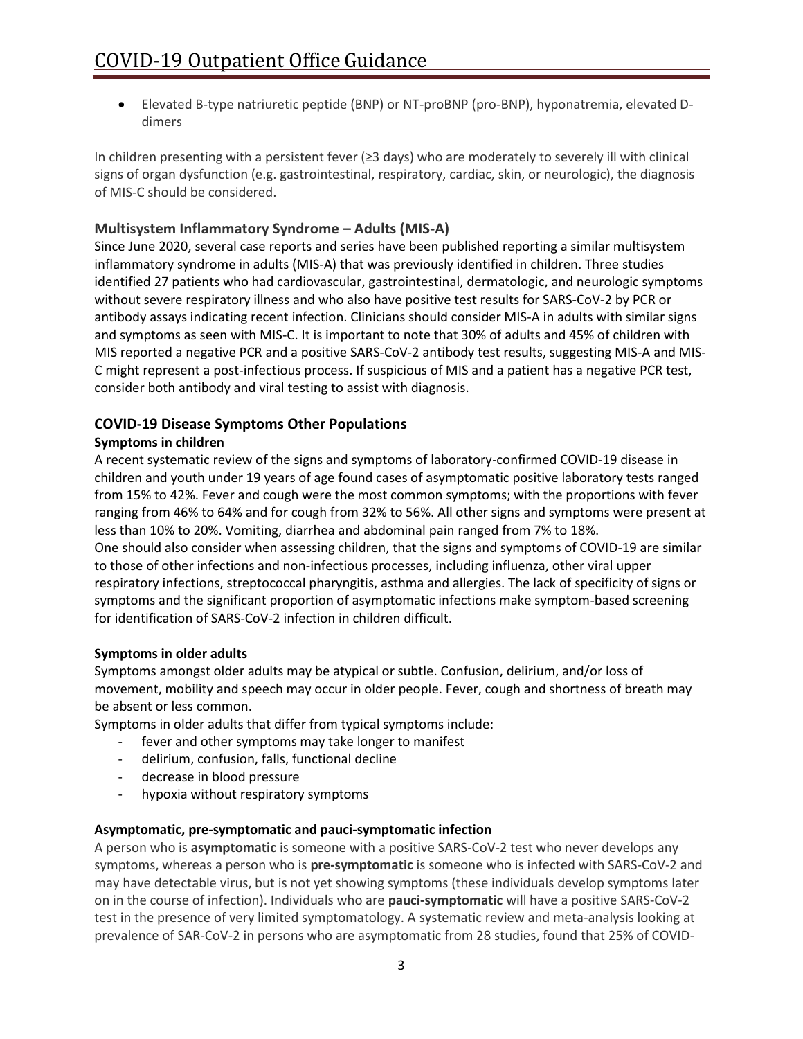- Elevated B-type natriuretic peptide (BNP) or NT-proBNP (pro-BNP), hyponatremia, elevated D-dimers

In children presenting with a persistent fever (≥3 days) who are moderately to severely ill with clinical signs of organ dysfunction (e.g. gastrointestinal, respiratory, cardiac, skin, or neurologic), the diagnosis of MIS-C should be considered.

### Multisystem Inflammatory Syndrome – Adults (MIS-A)

Since June 2020, several case reports and series have been published reporting a similar multisystem inflammatory syndrome in adults (MIS-A) that was previously identified in children. Three studies identified 27 patients who had cardiovascular, gastrointestinal, dermatologic, and neurologic symptoms without severe respiratory illness and who also have positive test results for SARS-CoV-2 by PCR or antibody assays indicating recent infection. Clinicians should consider MIS-A in adults with similar signs and symptoms as seen with MIS-C. It is important to note that 30% of adults and 45% of children with MIS reported a negative PCR and a positive SARS-CoV-2 antibody test results, suggesting MIS-A and MIS-C might represent a post-infectious process. If suspicious of MIS and a patient has a negative PCR test, consider both antibody and viral testing to assist with diagnosis.

## COVID-19 Disease Symptoms Other Populations

### Symptoms in children

A recent systematic review of the signs and symptoms of laboratory-confirmed COVID-19 disease in children and youth under 19 years of age found cases of asymptomatic positive laboratory tests ranged from 15% to 42%. Fever and cough were the most common symptoms; with the proportions with fever ranging from 46% to 64% and for cough from 32% to 56%. All other signs and symptoms were present at less than 10% to 20%. Vomiting, diarrhea and abdominal pain ranged from 7% to 18%.
One should also consider when assessing children, that the signs and symptoms of COVID-19 are similar to those of other infections and non-infectious processes, including influenza, other viral upper respiratory infections, streptococcal pharyngitis, asthma and allergies. The lack of specificity of signs or symptoms and the significant proportion of asymptomatic infections make symptom-based screening for identification of SARS-CoV-2 infection in children difficult.

### Symptoms in older adults

Symptoms amongst older adults may be atypical or subtle. Confusion, delirium, and/or loss of movement, mobility and speech may occur in older people. Fever, cough and shortness of breath may be absent or less common.
Symptoms in older adults that differ from typical symptoms include:

- fever and other symptoms may take longer to manifest
- delirium, confusion, falls, functional decline
- decrease in blood pressure
- hypoxia without respiratory symptoms

### Asymptomatic, pre-symptomatic and pauci-symptomatic infection

A person who is **asymptomatic** is someone with a positive SARS-CoV-2 test who never develops any symptoms, whereas a person who is **pre-symptomatic** is someone who is infected with SARS-CoV-2 and may have detectable virus, but is not yet showing symptoms (these individuals develop symptoms later on in the course of infection). Individuals who are **pauci-symptomatic** will have a positive SARS-CoV-2 test in the presence of very limited symptomatology. A systematic review and meta-analysis looking at prevalence of SAR-CoV-2 in persons who are asymptomatic from 28 studies, found that 25% of COVID-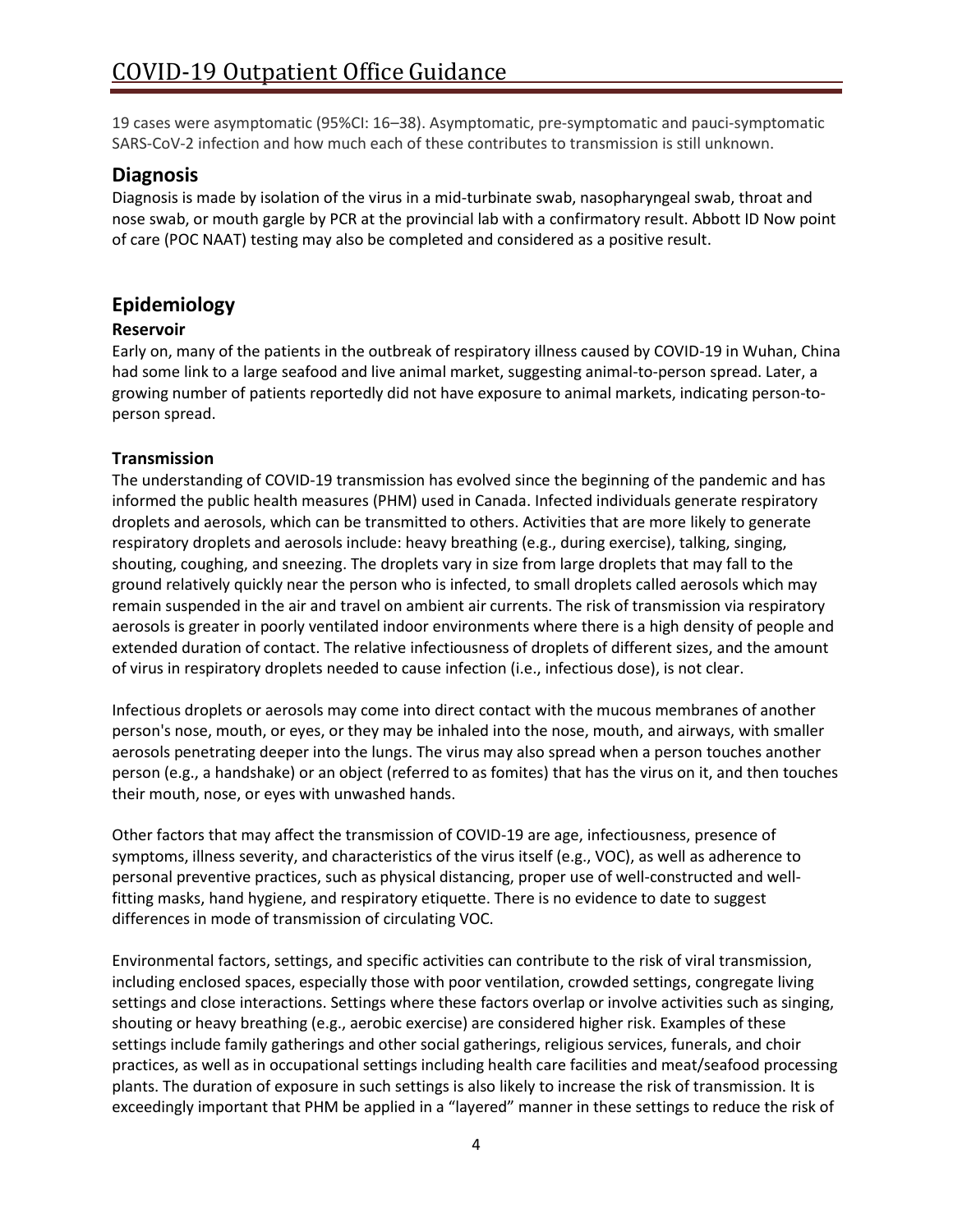19 cases were asymptomatic (95%CI: 16–38). Asymptomatic, pre-symptomatic and pauci-symptomatic SARS-CoV-2 infection and how much each of these contributes to transmission is still unknown.

## Diagnosis

Diagnosis is made by isolation of the virus in a mid-turbinate swab, nasopharyngeal swab, throat and nose swab, or mouth gargle by PCR at the provincial lab with a confirmatory result. Abbott ID Now point of care (POC NAAT) testing may also be completed and considered as a positive result.

## Epidemiology

### Reservoir

Early on, many of the patients in the outbreak of respiratory illness caused by COVID-19 in Wuhan, China had some link to a large seafood and live animal market, suggesting animal-to-person spread. Later, a growing number of patients reportedly did not have exposure to animal markets, indicating person-to-person spread.

### Transmission

The understanding of COVID-19 transmission has evolved since the beginning of the pandemic and has informed the public health measures (PHM) used in Canada. Infected individuals generate respiratory droplets and aerosols, which can be transmitted to others. Activities that are more likely to generate respiratory droplets and aerosols include: heavy breathing (e.g., during exercise), talking, singing, shouting, coughing, and sneezing. The droplets vary in size from large droplets that may fall to the ground relatively quickly near the person who is infected, to small droplets called aerosols which may remain suspended in the air and travel on ambient air currents. The risk of transmission via respiratory aerosols is greater in poorly ventilated indoor environments where there is a high density of people and extended duration of contact. The relative infectiousness of droplets of different sizes, and the amount of virus in respiratory droplets needed to cause infection (i.e., infectious dose), is not clear.

Infectious droplets or aerosols may come into direct contact with the mucous membranes of another person's nose, mouth, or eyes, or they may be inhaled into the nose, mouth, and airways, with smaller aerosols penetrating deeper into the lungs. The virus may also spread when a person touches another person (e.g., a handshake) or an object (referred to as fomites) that has the virus on it, and then touches their mouth, nose, or eyes with unwashed hands.

Other factors that may affect the transmission of COVID-19 are age, infectiousness, presence of symptoms, illness severity, and characteristics of the virus itself (e.g., VOC), as well as adherence to personal preventive practices, such as physical distancing, proper use of well-constructed and well-fitting masks, hand hygiene, and respiratory etiquette. There is no evidence to date to suggest differences in mode of transmission of circulating VOC.

Environmental factors, settings, and specific activities can contribute to the risk of viral transmission, including enclosed spaces, especially those with poor ventilation, crowded settings, congregate living settings and close interactions. Settings where these factors overlap or involve activities such as singing, shouting or heavy breathing (e.g., aerobic exercise) are considered higher risk. Examples of these settings include family gatherings and other social gatherings, religious services, funerals, and choir practices, as well as in occupational settings including health care facilities and meat/seafood processing plants. The duration of exposure in such settings is also likely to increase the risk of transmission. It is exceedingly important that PHM be applied in a "layered" manner in these settings to reduce the risk of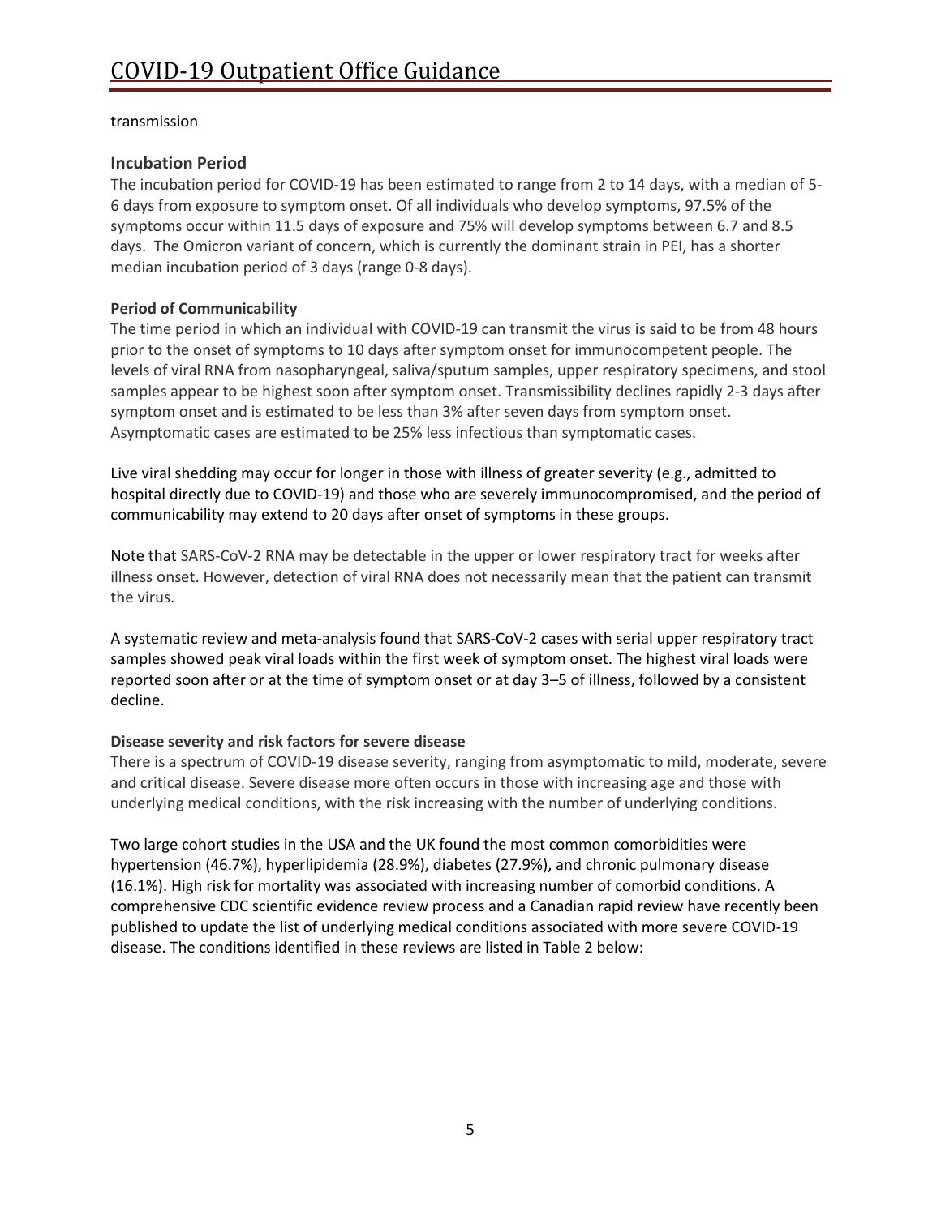transmission

### Incubation Period

The incubation period for COVID-19 has been estimated to range from 2 to 14 days, with a median of 5-6 days from exposure to symptom onset. Of all individuals who develop symptoms, 97.5% of the symptoms occur within 11.5 days of exposure and 75% will develop symptoms between 6.7 and 8.5 days. The Omicron variant of concern, which is currently the dominant strain in PEI, has a shorter median incubation period of 3 days (range 0-8 days).

#### Period of Communicability

The time period in which an individual with COVID-19 can transmit the virus is said to be from 48 hours prior to the onset of symptoms to 10 days after symptom onset for immunocompetent people. The levels of viral RNA from nasopharyngeal, saliva/sputum samples, upper respiratory specimens, and stool samples appear to be highest soon after symptom onset. Transmissibility declines rapidly 2-3 days after symptom onset and is estimated to be less than 3% after seven days from symptom onset. Asymptomatic cases are estimated to be 25% less infectious than symptomatic cases.

Live viral shedding may occur for longer in those with illness of greater severity (e.g., admitted to hospital directly due to COVID-19) and those who are severely immunocompromised, and the period of communicability may extend to 20 days after onset of symptoms in these groups.

Note that SARS-CoV-2 RNA may be detectable in the upper or lower respiratory tract for weeks after illness onset. However, detection of viral RNA does not necessarily mean that the patient can transmit the virus.

A systematic review and meta-analysis found that SARS-CoV-2 cases with serial upper respiratory tract samples showed peak viral loads within the first week of symptom onset. The highest viral loads were reported soon after or at the time of symptom onset or at day 3–5 of illness, followed by a consistent decline.

#### Disease severity and risk factors for severe disease

There is a spectrum of COVID-19 disease severity, ranging from asymptomatic to mild, moderate, severe and critical disease. Severe disease more often occurs in those with increasing age and those with underlying medical conditions, with the risk increasing with the number of underlying conditions.

Two large cohort studies in the USA and the UK found the most common comorbidities were hypertension (46.7%), hyperlipidemia (28.9%), diabetes (27.9%), and chronic pulmonary disease (16.1%). High risk for mortality was associated with increasing number of comorbid conditions. A comprehensive CDC scientific evidence review process and a Canadian rapid review have recently been published to update the list of underlying medical conditions associated with more severe COVID-19 disease. The conditions identified in these reviews are listed in Table 2 below: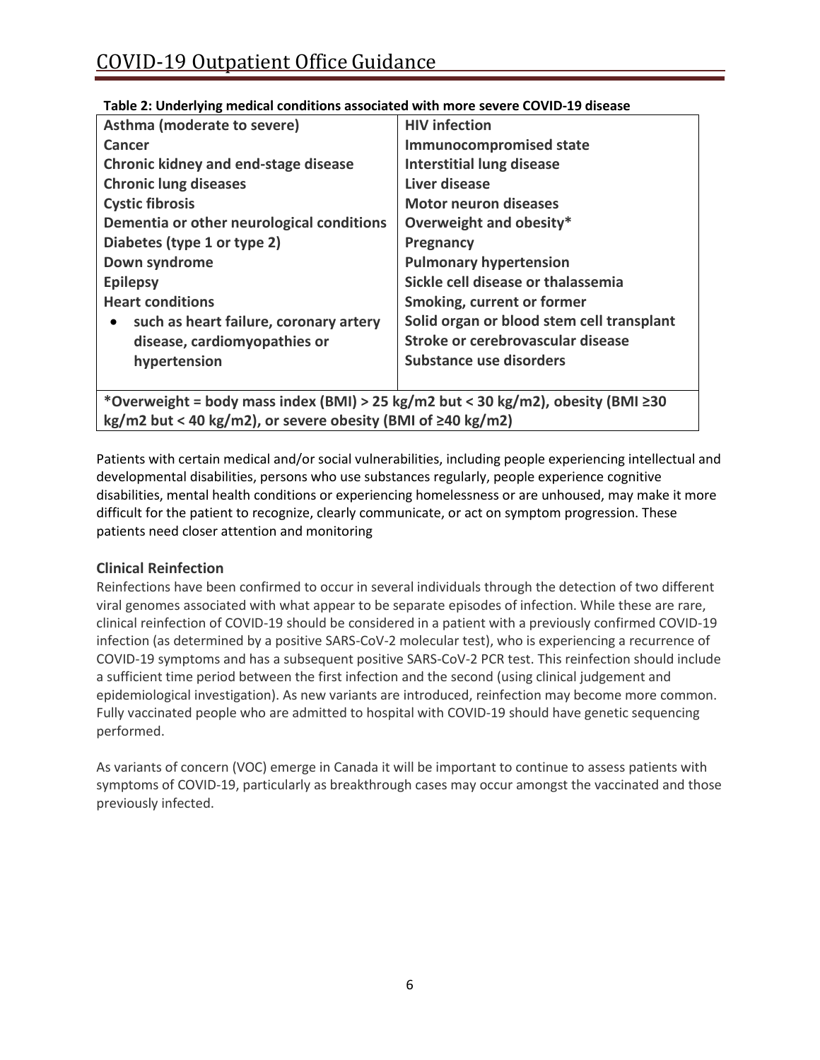**Table 2: Underlying medical conditions associated with more severe COVID-19 disease**

| | |
|---|---|
| **Asthma (moderate to severe)** | **HIV infection** |
| **Cancer** | **Immunocompromised state** |
| **Chronic kidney and end-stage disease** | **Interstitial lung disease** |
| **Chronic lung diseases** | **Liver disease** |
| **Cystic fibrosis** | **Motor neuron diseases** |
| **Dementia or other neurological conditions** | **Overweight and obesity*** |
| **Diabetes (type 1 or type 2)** | **Pregnancy** |
| **Down syndrome** | **Pulmonary hypertension** |
| **Epilepsy** | **Sickle cell disease or thalassemia** |
| **Heart conditions** | **Smoking, current or former** |
| • **such as heart failure, coronary artery disease, cardiomyopathies or hypertension** | **Solid organ or blood stem cell transplant**<br>**Stroke or cerebrovascular disease**<br>**Substance use disorders** |
| ***Overweight = body mass index (BMI) > 25 kg/m2 but < 30 kg/m2), obesity (BMI ≥30 kg/m2 but < 40 kg/m2), or severe obesity (BMI of ≥40 kg/m2)** | |

Patients with certain medical and/or social vulnerabilities, including people experiencing intellectual and developmental disabilities, persons who use substances regularly, people experience cognitive disabilities, mental health conditions or experiencing homelessness or are unhoused, may make it more difficult for the patient to recognize, clearly communicate, or act on symptom progression. These patients need closer attention and monitoring

### Clinical Reinfection

Reinfections have been confirmed to occur in several individuals through the detection of two different viral genomes associated with what appear to be separate episodes of infection. While these are rare, clinical reinfection of COVID-19 should be considered in a patient with a previously confirmed COVID-19 infection (as determined by a positive SARS-CoV-2 molecular test), who is experiencing a recurrence of COVID-19 symptoms and has a subsequent positive SARS-CoV-2 PCR test. This reinfection should include a sufficient time period between the first infection and the second (using clinical judgement and epidemiological investigation). As new variants are introduced, reinfection may become more common. Fully vaccinated people who are admitted to hospital with COVID-19 should have genetic sequencing performed.

As variants of concern (VOC) emerge in Canada it will be important to continue to assess patients with symptoms of COVID-19, particularly as breakthrough cases may occur amongst the vaccinated and those previously infected.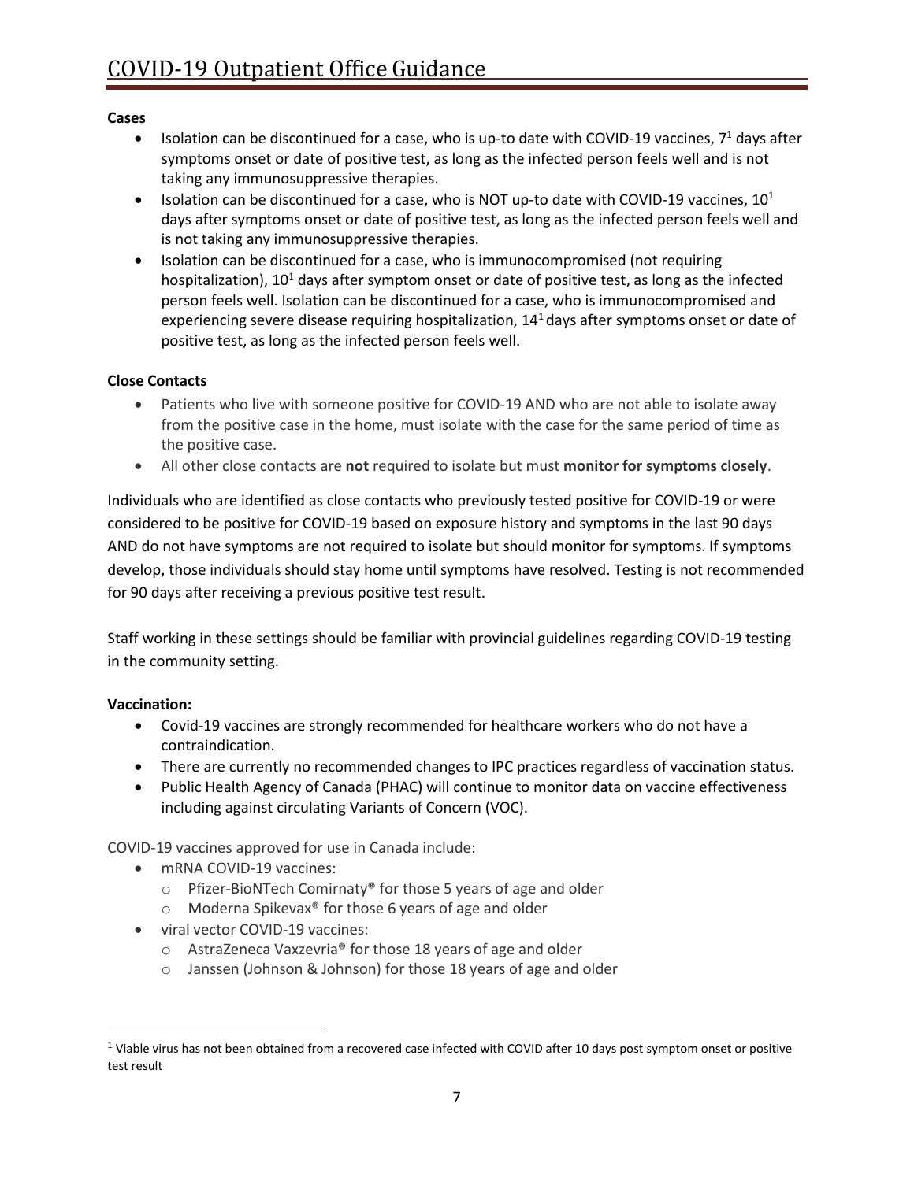**Cases**

- Isolation can be discontinued for a case, who is up-to date with COVID-19 vaccines, 7[1] days after symptoms onset or date of positive test, as long as the infected person feels well and is not taking any immunosuppressive therapies.
- Isolation can be discontinued for a case, who is NOT up-to date with COVID-19 vaccines, 10[1] days after symptoms onset or date of positive test, as long as the infected person feels well and is not taking any immunosuppressive therapies.
- Isolation can be discontinued for a case, who is immunocompromised (not requiring hospitalization), 10[1] days after symptom onset or date of positive test, as long as the infected person feels well. Isolation can be discontinued for a case, who is immunocompromised and experiencing severe disease requiring hospitalization, 14[1] days after symptoms onset or date of positive test, as long as the infected person feels well.

**Close Contacts**

- Patients who live with someone positive for COVID-19 AND who are not able to isolate away from the positive case in the home, must isolate with the case for the same period of time as the positive case.
- All other close contacts are **not** required to isolate but must **monitor for symptoms closely**.

Individuals who are identified as close contacts who previously tested positive for COVID-19 or were considered to be positive for COVID-19 based on exposure history and symptoms in the last 90 days AND do not have symptoms are not required to isolate but should monitor for symptoms. If symptoms develop, those individuals should stay home until symptoms have resolved. Testing is not recommended for 90 days after receiving a previous positive test result.

Staff working in these settings should be familiar with provincial guidelines regarding COVID-19 testing in the community setting.

**Vaccination:**

- Covid-19 vaccines are strongly recommended for healthcare workers who do not have a contraindication.
- There are currently no recommended changes to IPC practices regardless of vaccination status.
- Public Health Agency of Canada (PHAC) will continue to monitor data on vaccine effectiveness including against circulating Variants of Concern (VOC).

COVID-19 vaccines approved for use in Canada include:

- mRNA COVID-19 vaccines:
  - Pfizer-BioNTech Comirnaty® for those 5 years of age and older
  - Moderna Spikevax® for those 6 years of age and older
- viral vector COVID-19 vaccines:
  - AstraZeneca Vaxzevria® for those 18 years of age and older
  - Janssen (Johnson & Johnson) for those 18 years of age and older

[1] Viable virus has not been obtained from a recovered case infected with COVID after 10 days post symptom onset or positive test result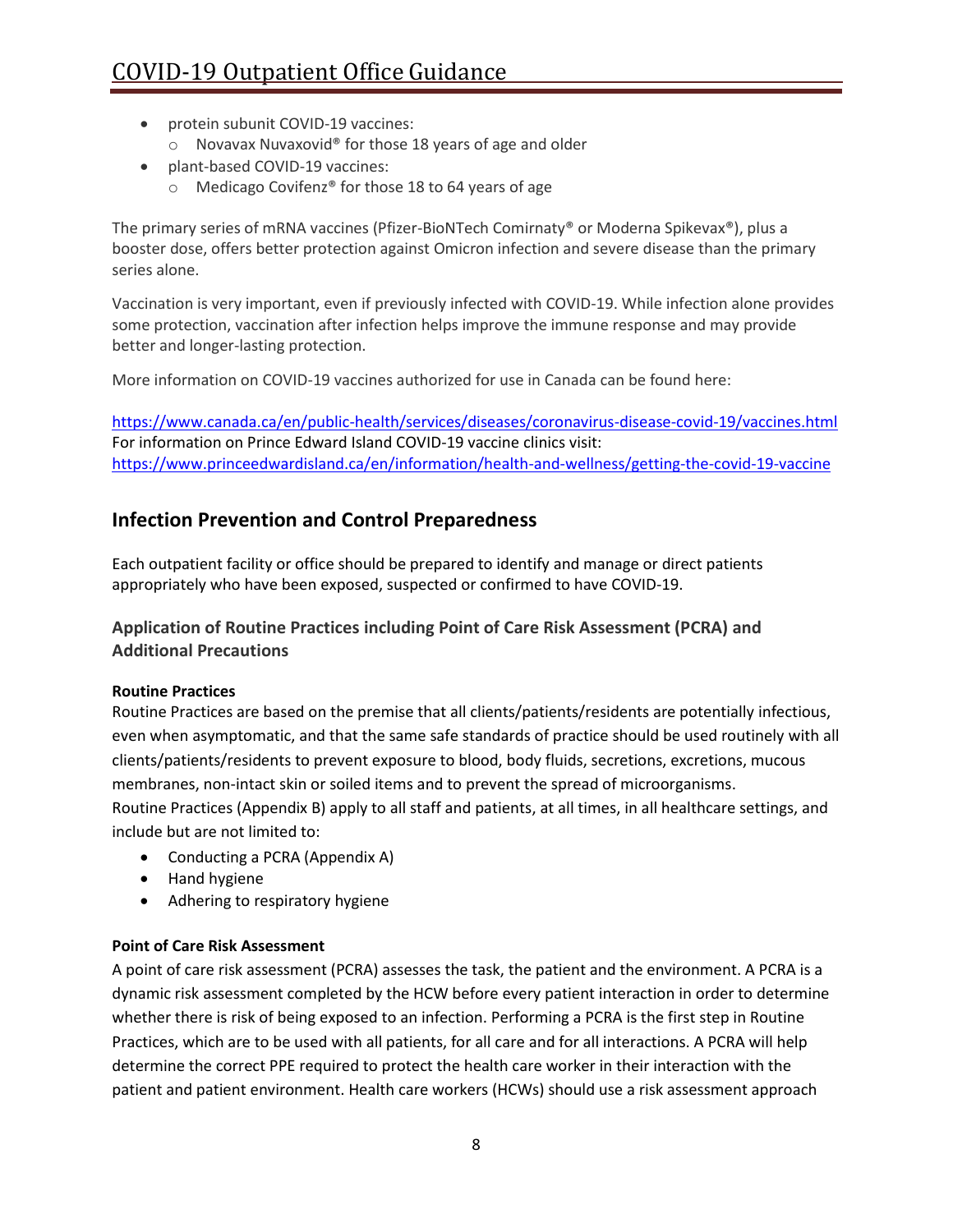- protein subunit COVID-19 vaccines:
  - Novavax Nuvaxovid® for those 18 years of age and older
- plant-based COVID-19 vaccines:
  - Medicago Covifenz® for those 18 to 64 years of age

The primary series of mRNA vaccines (Pfizer-BioNTech Comirnaty® or Moderna Spikevax®), plus a booster dose, offers better protection against Omicron infection and severe disease than the primary series alone.

Vaccination is very important, even if previously infected with COVID-19. While infection alone provides some protection, vaccination after infection helps improve the immune response and may provide better and longer-lasting protection.

More information on COVID-19 vaccines authorized for use in Canada can be found here:

https://www.canada.ca/en/public-health/services/diseases/coronavirus-disease-covid-19/vaccines.html
For information on Prince Edward Island COVID-19 vaccine clinics visit:
https://www.princeedwardisland.ca/en/information/health-and-wellness/getting-the-covid-19-vaccine

## Infection Prevention and Control Preparedness

Each outpatient facility or office should be prepared to identify and manage or direct patients appropriately who have been exposed, suspected or confirmed to have COVID-19.

### Application of Routine Practices including Point of Care Risk Assessment (PCRA) and Additional Precautions

**Routine Practices**
Routine Practices are based on the premise that all clients/patients/residents are potentially infectious, even when asymptomatic, and that the same safe standards of practice should be used routinely with all clients/patients/residents to prevent exposure to blood, body fluids, secretions, excretions, mucous membranes, non-intact skin or soiled items and to prevent the spread of microorganisms.
Routine Practices (Appendix B) apply to all staff and patients, at all times, in all healthcare settings, and include but are not limited to:

- Conducting a PCRA (Appendix A)
- Hand hygiene
- Adhering to respiratory hygiene

**Point of Care Risk Assessment**
A point of care risk assessment (PCRA) assesses the task, the patient and the environment. A PCRA is a dynamic risk assessment completed by the HCW before every patient interaction in order to determine whether there is risk of being exposed to an infection. Performing a PCRA is the first step in Routine Practices, which are to be used with all patients, for all care and for all interactions. A PCRA will help determine the correct PPE required to protect the health care worker in their interaction with the patient and patient environment. Health care workers (HCWs) should use a risk assessment approach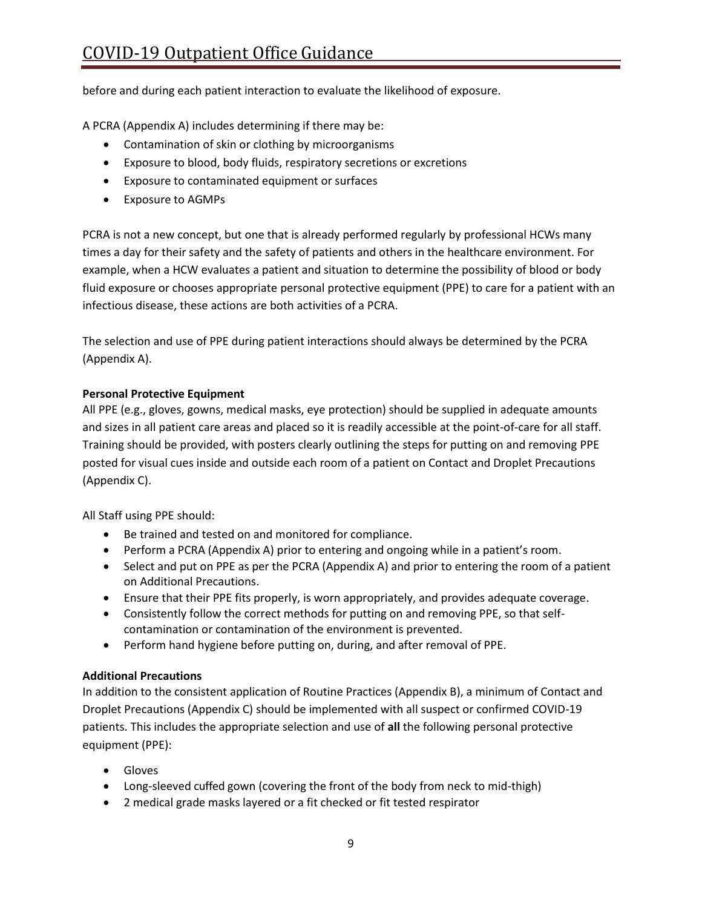before and during each patient interaction to evaluate the likelihood of exposure.

A PCRA (Appendix A) includes determining if there may be:

- Contamination of skin or clothing by microorganisms
- Exposure to blood, body fluids, respiratory secretions or excretions
- Exposure to contaminated equipment or surfaces
- Exposure to AGMPs

PCRA is not a new concept, but one that is already performed regularly by professional HCWs many times a day for their safety and the safety of patients and others in the healthcare environment. For example, when a HCW evaluates a patient and situation to determine the possibility of blood or body fluid exposure or chooses appropriate personal protective equipment (PPE) to care for a patient with an infectious disease, these actions are both activities of a PCRA.

The selection and use of PPE during patient interactions should always be determined by the PCRA (Appendix A).

**Personal Protective Equipment**

All PPE (e.g., gloves, gowns, medical masks, eye protection) should be supplied in adequate amounts and sizes in all patient care areas and placed so it is readily accessible at the point-of-care for all staff. Training should be provided, with posters clearly outlining the steps for putting on and removing PPE posted for visual cues inside and outside each room of a patient on Contact and Droplet Precautions (Appendix C).

All Staff using PPE should:

- Be trained and tested on and monitored for compliance.
- Perform a PCRA (Appendix A) prior to entering and ongoing while in a patient's room.
- Select and put on PPE as per the PCRA (Appendix A) and prior to entering the room of a patient on Additional Precautions.
- Ensure that their PPE fits properly, is worn appropriately, and provides adequate coverage.
- Consistently follow the correct methods for putting on and removing PPE, so that self-contamination or contamination of the environment is prevented.
- Perform hand hygiene before putting on, during, and after removal of PPE.

**Additional Precautions**

In addition to the consistent application of Routine Practices (Appendix B), a minimum of Contact and Droplet Precautions (Appendix C) should be implemented with all suspect or confirmed COVID-19 patients. This includes the appropriate selection and use of **all** the following personal protective equipment (PPE):

- Gloves
- Long-sleeved cuffed gown (covering the front of the body from neck to mid-thigh)
- 2 medical grade masks layered or a fit checked or fit tested respirator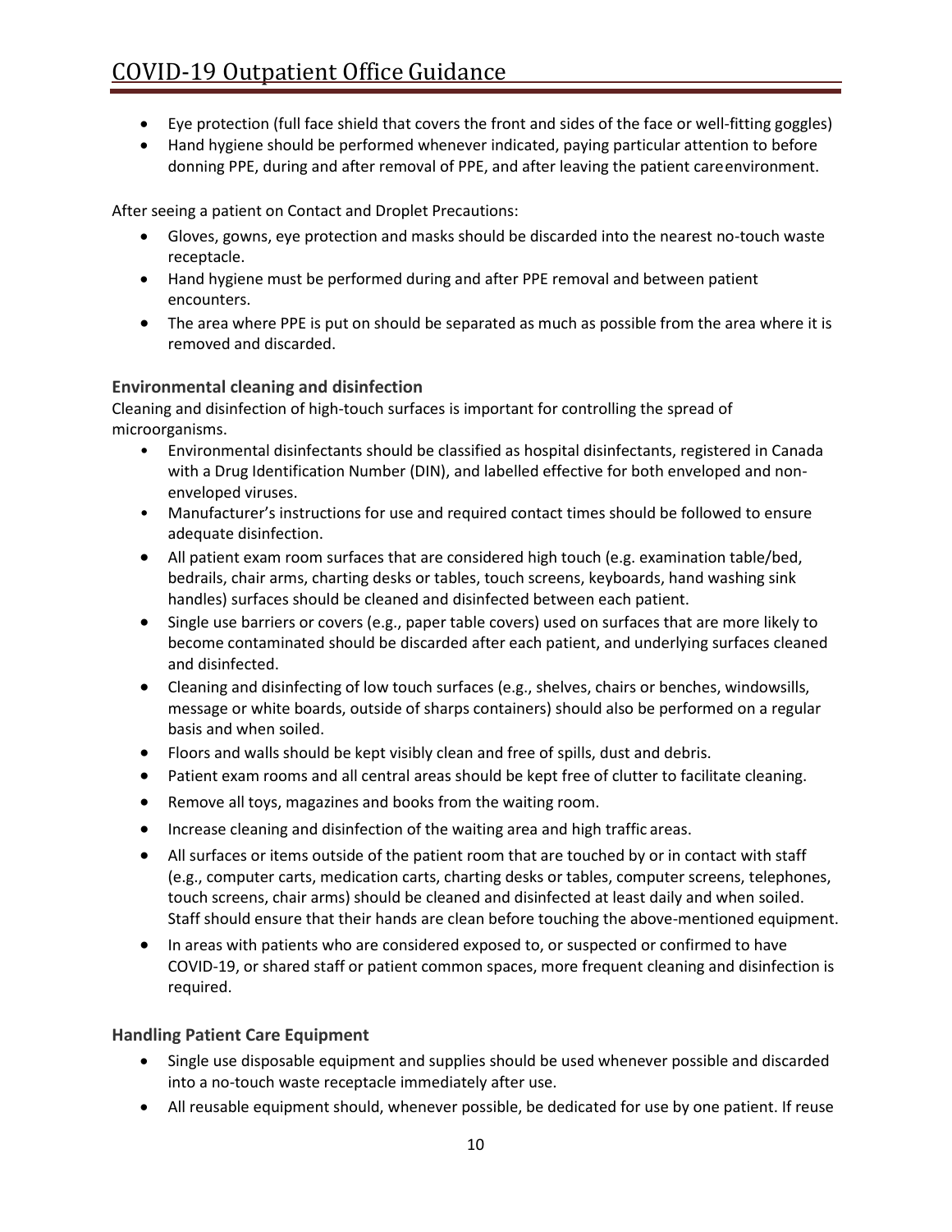- Eye protection (full face shield that covers the front and sides of the face or well-fitting goggles)
- Hand hygiene should be performed whenever indicated, paying particular attention to before donning PPE, during and after removal of PPE, and after leaving the patient care environment.

After seeing a patient on Contact and Droplet Precautions:

- Gloves, gowns, eye protection and masks should be discarded into the nearest no-touch waste receptacle.
- Hand hygiene must be performed during and after PPE removal and between patient encounters.
- The area where PPE is put on should be separated as much as possible from the area where it is removed and discarded.

### Environmental cleaning and disinfection

Cleaning and disinfection of high-touch surfaces is important for controlling the spread of microorganisms.

- Environmental disinfectants should be classified as hospital disinfectants, registered in Canada with a Drug Identification Number (DIN), and labelled effective for both enveloped and non-enveloped viruses.
- Manufacturer's instructions for use and required contact times should be followed to ensure adequate disinfection.
- All patient exam room surfaces that are considered high touch (e.g. examination table/bed, bedrails, chair arms, charting desks or tables, touch screens, keyboards, hand washing sink handles) surfaces should be cleaned and disinfected between each patient.
- Single use barriers or covers (e.g., paper table covers) used on surfaces that are more likely to become contaminated should be discarded after each patient, and underlying surfaces cleaned and disinfected.
- Cleaning and disinfecting of low touch surfaces (e.g., shelves, chairs or benches, windowsills, message or white boards, outside of sharps containers) should also be performed on a regular basis and when soiled.
- Floors and walls should be kept visibly clean and free of spills, dust and debris.
- Patient exam rooms and all central areas should be kept free of clutter to facilitate cleaning.
- Remove all toys, magazines and books from the waiting room.
- Increase cleaning and disinfection of the waiting area and high traffic areas.
- All surfaces or items outside of the patient room that are touched by or in contact with staff (e.g., computer carts, medication carts, charting desks or tables, computer screens, telephones, touch screens, chair arms) should be cleaned and disinfected at least daily and when soiled. Staff should ensure that their hands are clean before touching the above-mentioned equipment.
- In areas with patients who are considered exposed to, or suspected or confirmed to have COVID-19, or shared staff or patient common spaces, more frequent cleaning and disinfection is required.

### Handling Patient Care Equipment

- Single use disposable equipment and supplies should be used whenever possible and discarded into a no-touch waste receptacle immediately after use.
- All reusable equipment should, whenever possible, be dedicated for use by one patient. If reuse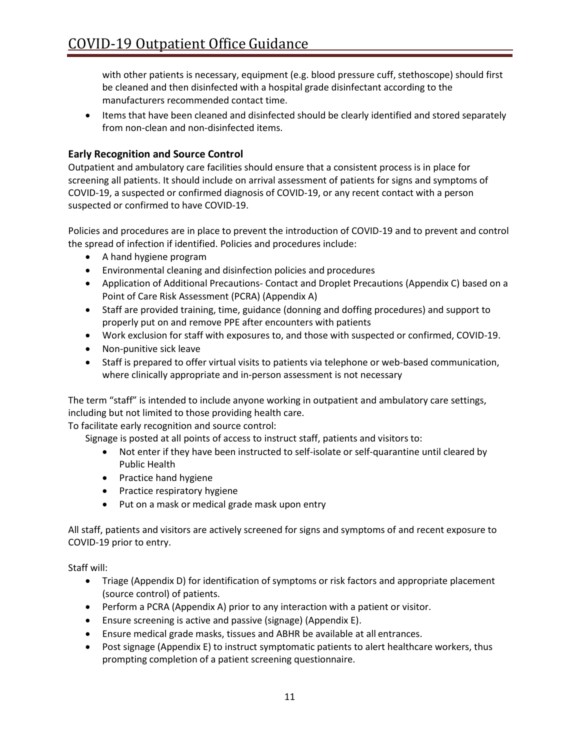with other patients is necessary, equipment (e.g. blood pressure cuff, stethoscope) should first be cleaned and then disinfected with a hospital grade disinfectant according to the manufacturers recommended contact time.

- Items that have been cleaned and disinfected should be clearly identified and stored separately from non-clean and non-disinfected items.

### Early Recognition and Source Control

Outpatient and ambulatory care facilities should ensure that a consistent process is in place for screening all patients. It should include on arrival assessment of patients for signs and symptoms of COVID-19, a suspected or confirmed diagnosis of COVID-19, or any recent contact with a person suspected or confirmed to have COVID-19.

Policies and procedures are in place to prevent the introduction of COVID-19 and to prevent and control the spread of infection if identified. Policies and procedures include:

- A hand hygiene program
- Environmental cleaning and disinfection policies and procedures
- Application of Additional Precautions- Contact and Droplet Precautions (Appendix C) based on a Point of Care Risk Assessment (PCRA) (Appendix A)
- Staff are provided training, time, guidance (donning and doffing procedures) and support to properly put on and remove PPE after encounters with patients
- Work exclusion for staff with exposures to, and those with suspected or confirmed, COVID-19.
- Non-punitive sick leave
- Staff is prepared to offer virtual visits to patients via telephone or web-based communication, where clinically appropriate and in-person assessment is not necessary

The term "staff" is intended to include anyone working in outpatient and ambulatory care settings, including but not limited to those providing health care.

To facilitate early recognition and source control:

Signage is posted at all points of access to instruct staff, patients and visitors to:

- Not enter if they have been instructed to self-isolate or self-quarantine until cleared by Public Health
- Practice hand hygiene
- Practice respiratory hygiene
- Put on a mask or medical grade mask upon entry

All staff, patients and visitors are actively screened for signs and symptoms of and recent exposure to COVID-19 prior to entry.

Staff will:

- Triage (Appendix D) for identification of symptoms or risk factors and appropriate placement (source control) of patients.
- Perform a PCRA (Appendix A) prior to any interaction with a patient or visitor.
- Ensure screening is active and passive (signage) (Appendix E).
- Ensure medical grade masks, tissues and ABHR be available at all entrances.
- Post signage (Appendix E) to instruct symptomatic patients to alert healthcare workers, thus prompting completion of a patient screening questionnaire.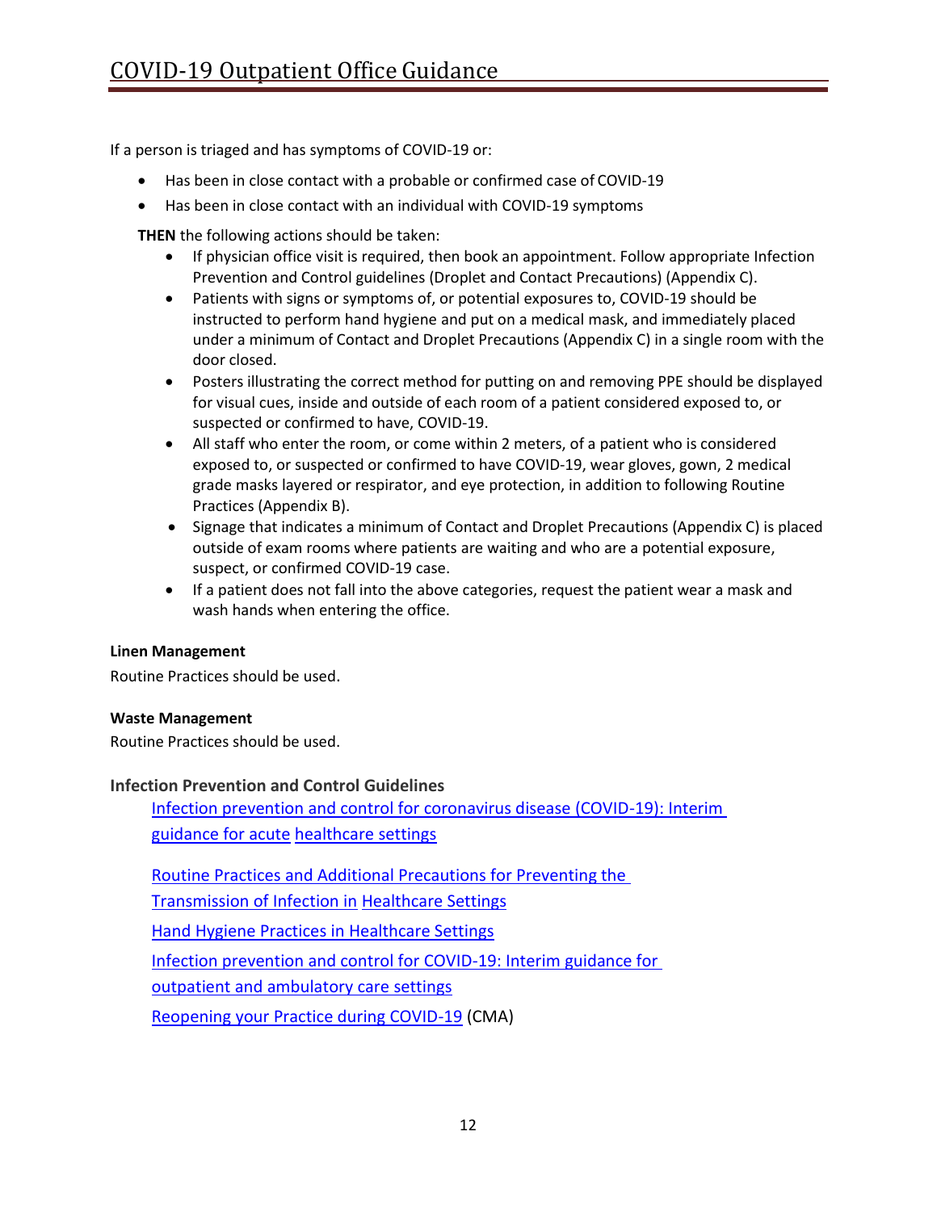If a person is triaged and has symptoms of COVID-19 or:

- Has been in close contact with a probable or confirmed case of COVID-19
- Has been in close contact with an individual with COVID-19 symptoms

**THEN** the following actions should be taken:

- If physician office visit is required, then book an appointment. Follow appropriate Infection Prevention and Control guidelines (Droplet and Contact Precautions) (Appendix C).
- Patients with signs or symptoms of, or potential exposures to, COVID-19 should be instructed to perform hand hygiene and put on a medical mask, and immediately placed under a minimum of Contact and Droplet Precautions (Appendix C) in a single room with the door closed.
- Posters illustrating the correct method for putting on and removing PPE should be displayed for visual cues, inside and outside of each room of a patient considered exposed to, or suspected or confirmed to have, COVID-19.
- All staff who enter the room, or come within 2 meters, of a patient who is considered exposed to, or suspected or confirmed to have COVID-19, wear gloves, gown, 2 medical grade masks layered or respirator, and eye protection, in addition to following Routine Practices (Appendix B).
- Signage that indicates a minimum of Contact and Droplet Precautions (Appendix C) is placed outside of exam rooms where patients are waiting and who are a potential exposure, suspect, or confirmed COVID-19 case.
- If a patient does not fall into the above categories, request the patient wear a mask and wash hands when entering the office.

**Linen Management**

Routine Practices should be used.

**Waste Management**

Routine Practices should be used.

### Infection Prevention and Control Guidelines

[Infection prevention and control for coronavirus disease (COVID-19): Interim guidance for acute healthcare settings]

[Routine Practices and Additional Precautions for Preventing the Transmission of Infection in Healthcare Settings]

[Hand Hygiene Practices in Healthcare Settings]

[Infection prevention and control for COVID-19: Interim guidance for outpatient and ambulatory care settings]

[Reopening your Practice during COVID-19] (CMA)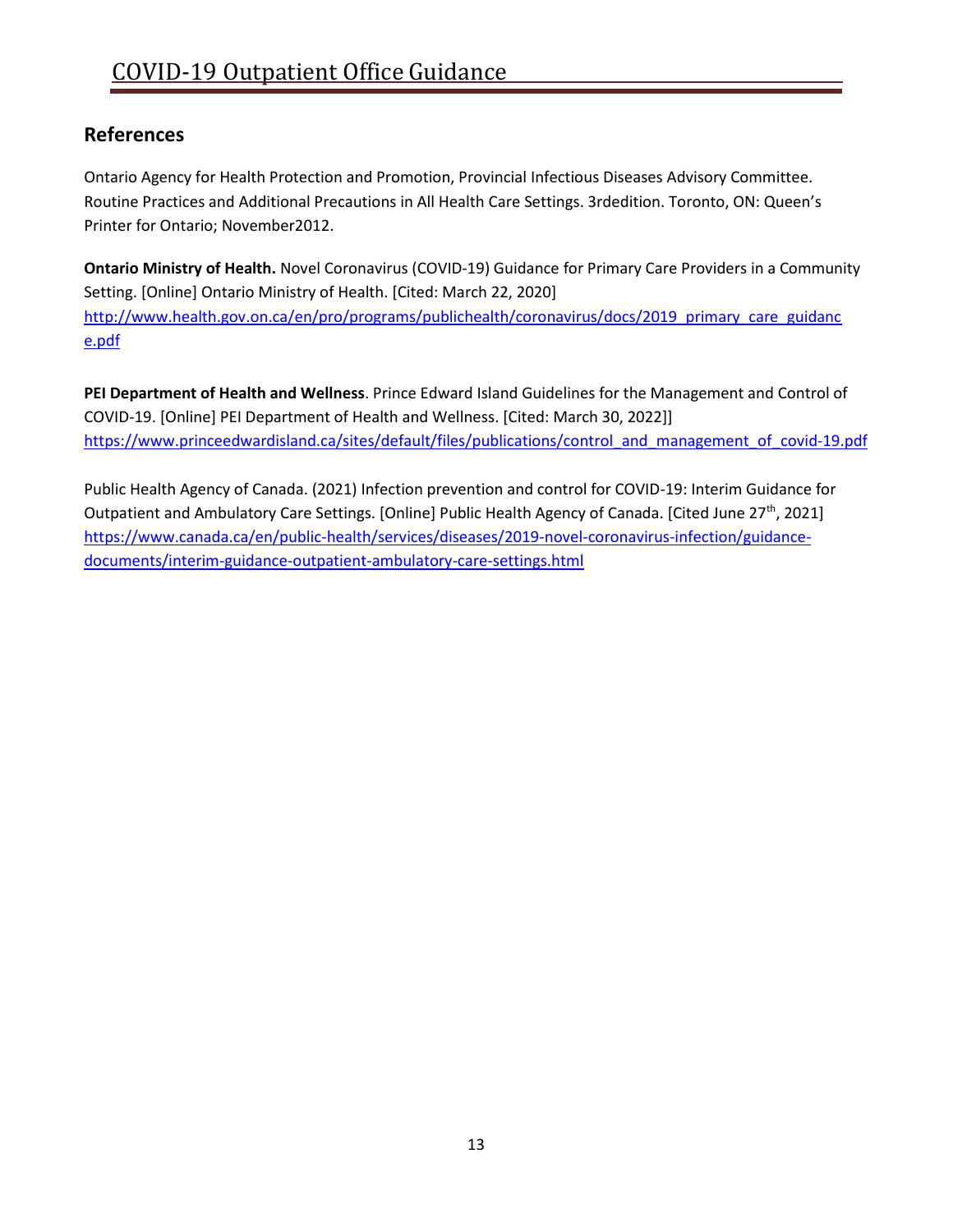## References

Ontario Agency for Health Protection and Promotion, Provincial Infectious Diseases Advisory Committee. Routine Practices and Additional Precautions in All Health Care Settings. 3rdedition. Toronto, ON: Queen's Printer for Ontario; November2012.

**Ontario Ministry of Health.** Novel Coronavirus (COVID-19) Guidance for Primary Care Providers in a Community Setting. [Online] Ontario Ministry of Health. [Cited: March 22, 2020] http://www.health.gov.on.ca/en/pro/programs/publichealth/coronavirus/docs/2019_primary_care_guidance.pdf

**PEI Department of Health and Wellness**. Prince Edward Island Guidelines for the Management and Control of COVID-19. [Online] PEI Department of Health and Wellness. [Cited: March 30, 2022]] https://www.princeedwardisland.ca/sites/default/files/publications/control_and_management_of_covid-19.pdf

Public Health Agency of Canada. (2021) Infection prevention and control for COVID-19: Interim Guidance for Outpatient and Ambulatory Care Settings. [Online] Public Health Agency of Canada. [Cited June 27th, 2021] https://www.canada.ca/en/public-health/services/diseases/2019-novel-coronavirus-infection/guidance-documents/interim-guidance-outpatient-ambulatory-care-settings.html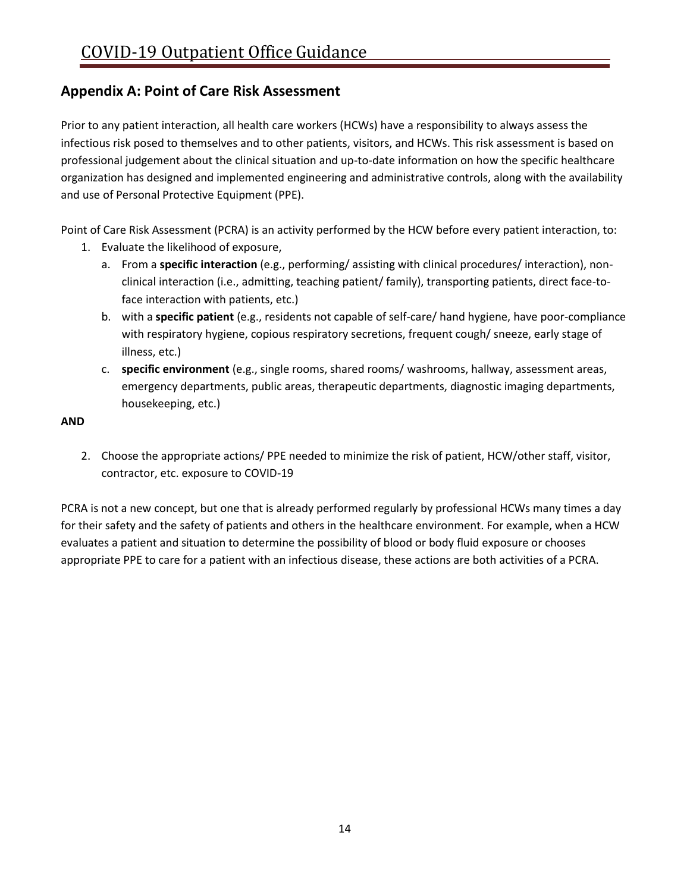## Appendix A: Point of Care Risk Assessment

Prior to any patient interaction, all health care workers (HCWs) have a responsibility to always assess the infectious risk posed to themselves and to other patients, visitors, and HCWs. This risk assessment is based on professional judgement about the clinical situation and up-to-date information on how the specific healthcare organization has designed and implemented engineering and administrative controls, along with the availability and use of Personal Protective Equipment (PPE).

Point of Care Risk Assessment (PCRA) is an activity performed by the HCW before every patient interaction, to:

1. Evaluate the likelihood of exposure,
   a. From a **specific interaction** (e.g., performing/ assisting with clinical procedures/ interaction), non-clinical interaction (i.e., admitting, teaching patient/ family), transporting patients, direct face-to-face interaction with patients, etc.)
   b. with a **specific patient** (e.g., residents not capable of self-care/ hand hygiene, have poor-compliance with respiratory hygiene, copious respiratory secretions, frequent cough/ sneeze, early stage of illness, etc.)
   c. **specific environment** (e.g., single rooms, shared rooms/ washrooms, hallway, assessment areas, emergency departments, public areas, therapeutic departments, diagnostic imaging departments, housekeeping, etc.)

**AND**

2. Choose the appropriate actions/ PPE needed to minimize the risk of patient, HCW/other staff, visitor, contractor, etc. exposure to COVID-19

PCRA is not a new concept, but one that is already performed regularly by professional HCWs many times a day for their safety and the safety of patients and others in the healthcare environment. For example, when a HCW evaluates a patient and situation to determine the possibility of blood or body fluid exposure or chooses appropriate PPE to care for a patient with an infectious disease, these actions are both activities of a PCRA.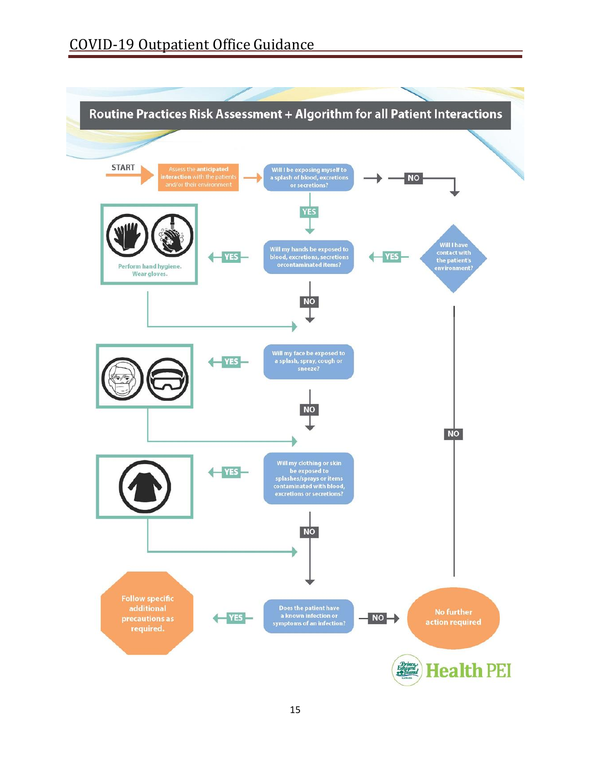## Routine Practices Risk Assessment + Algorithm for all Patient Interactions

**START** → Assess the anticipated interaction with the patients and/or their environment → Will I be exposing myself to a splash of blood, excretions or secretions?

- **NO** → Will I have contact with the patient's environment?
  - **YES** → Will my hands be exposed to blood, excretions, secretions or contaminated items?
  - **NO** → No further action required
- **YES** → Will my hands be exposed to blood, excretions, secretions or contaminated items?
  - **YES** → Perform hand hygiene. Wear gloves.
  - **NO** → Will my face be exposed to a splash, spray, cough or sneeze?
    - **YES** → Wear mask and eye protection
    - **NO** → Will my clothing or skin be exposed to splashes/sprays or items contaminated with blood, excretions or secretions?
      - **YES** → Wear gown
      - **NO** → Does the patient have a known infection or symptoms of an infection?
        - **YES** → Follow specific additional precautions as required.
        - **NO** → No further action required

Health PEI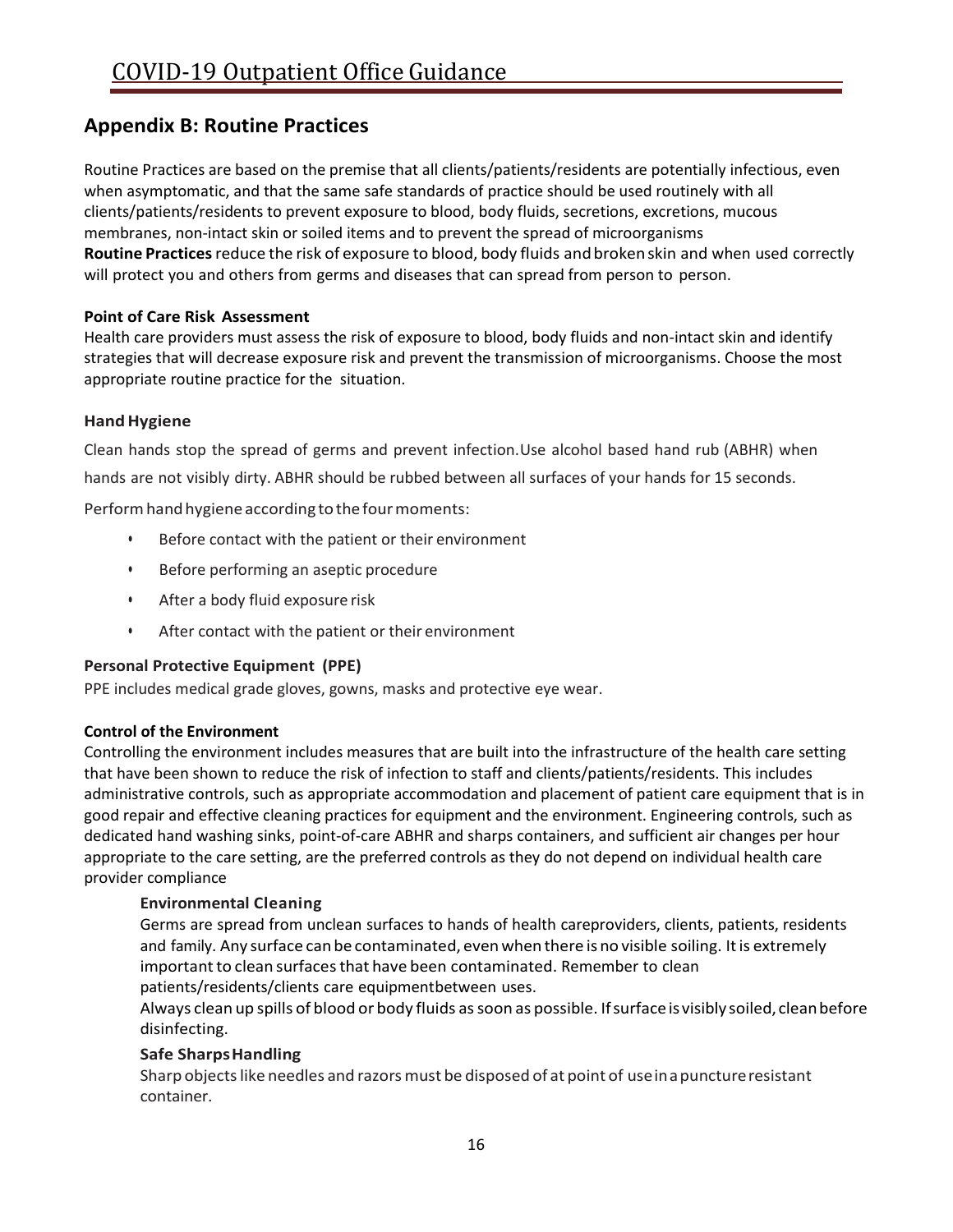## Appendix B: Routine Practices

Routine Practices are based on the premise that all clients/patients/residents are potentially infectious, even when asymptomatic, and that the same safe standards of practice should be used routinely with all clients/patients/residents to prevent exposure to blood, body fluids, secretions, excretions, mucous membranes, non-intact skin or soiled items and to prevent the spread of microorganisms

**Routine Practices** reduce the risk of exposure to blood, body fluids and broken skin and when used correctly will protect you and others from germs and diseases that can spread from person to person.

**Point of Care Risk Assessment**

Health care providers must assess the risk of exposure to blood, body fluids and non-intact skin and identify strategies that will decrease exposure risk and prevent the transmission of microorganisms. Choose the most appropriate routine practice for the situation.

**Hand Hygiene**

Clean hands stop the spread of germs and prevent infection.Use alcohol based hand rub (ABHR) when hands are not visibly dirty. ABHR should be rubbed between all surfaces of your hands for 15 seconds.

Perform hand hygiene according to the four moments:

- Before contact with the patient or their environment
- Before performing an aseptic procedure
- After a body fluid exposure risk
- After contact with the patient or their environment

**Personal Protective Equipment (PPE)**

PPE includes medical grade gloves, gowns, masks and protective eye wear.

**Control of the Environment**

Controlling the environment includes measures that are built into the infrastructure of the health care setting that have been shown to reduce the risk of infection to staff and clients/patients/residents. This includes administrative controls, such as appropriate accommodation and placement of patient care equipment that is in good repair and effective cleaning practices for equipment and the environment. Engineering controls, such as dedicated hand washing sinks, point-of-care ABHR and sharps containers, and sufficient air changes per hour appropriate to the care setting, are the preferred controls as they do not depend on individual health care provider compliance

**Environmental Cleaning**

Germs are spread from unclean surfaces to hands of health careproviders, clients, patients, residents and family. Any surface can be contaminated, even when there is no visible soiling. It is extremely important to clean surfaces that have been contaminated. Remember to clean patients/residents/clients care equipmentbetween uses.

Always clean up spills of blood or body fluids as soon as possible. If surface is visibly soiled, clean before disinfecting.

**Safe Sharps Handling**

Sharp objects like needles and razors must be disposed of at point of use in a puncture resistant container.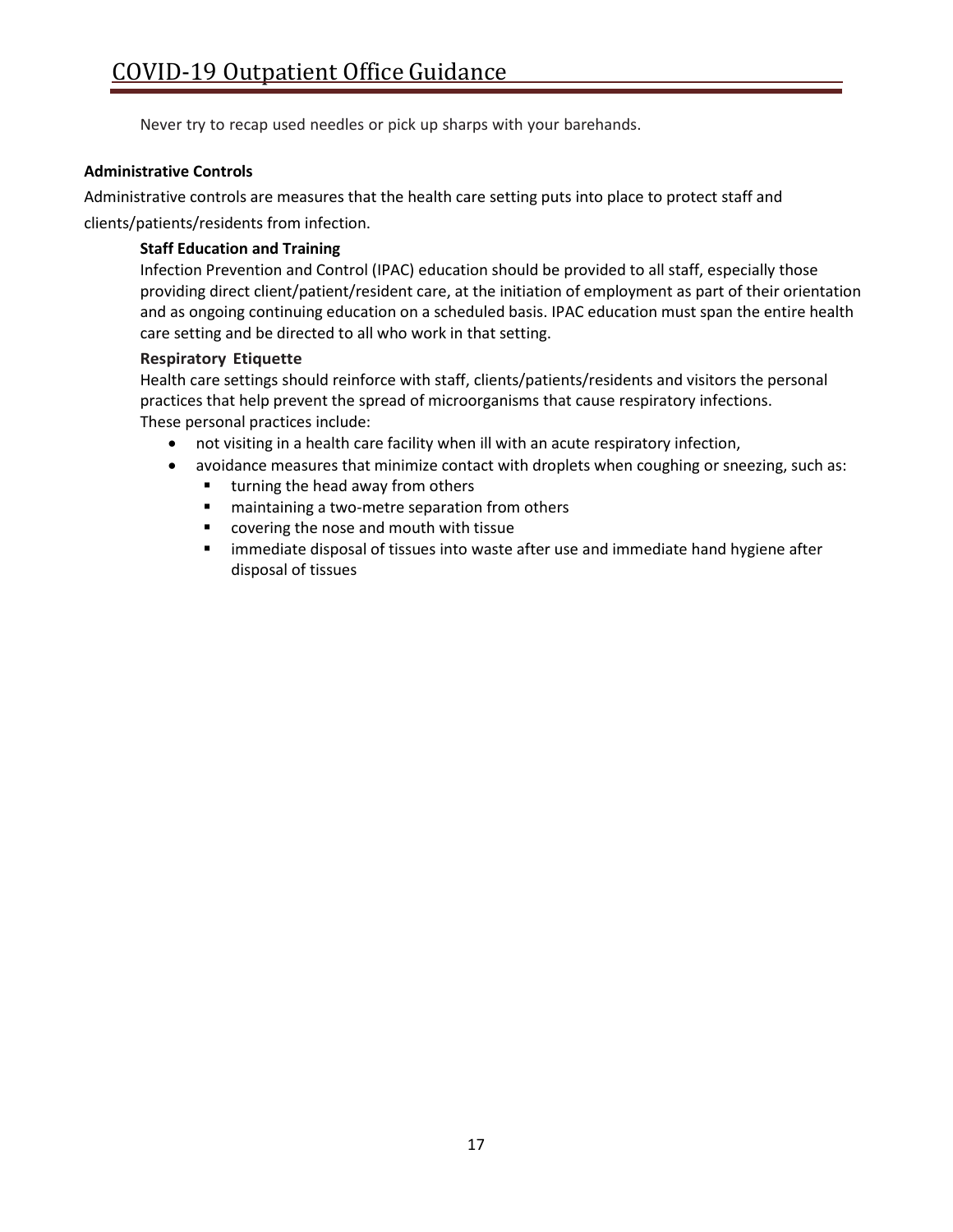Never try to recap used needles or pick up sharps with your barehands.

## Administrative Controls

Administrative controls are measures that the health care setting puts into place to protect staff and clients/patients/residents from infection.

### Staff Education and Training

Infection Prevention and Control (IPAC) education should be provided to all staff, especially those providing direct client/patient/resident care, at the initiation of employment as part of their orientation and as ongoing continuing education on a scheduled basis. IPAC education must span the entire health care setting and be directed to all who work in that setting.

### Respiratory Etiquette

Health care settings should reinforce with staff, clients/patients/residents and visitors the personal practices that help prevent the spread of microorganisms that cause respiratory infections.
These personal practices include:

- not visiting in a health care facility when ill with an acute respiratory infection,
- avoidance measures that minimize contact with droplets when coughing or sneezing, such as:
  - turning the head away from others
  - maintaining a two-metre separation from others
  - covering the nose and mouth with tissue
  - immediate disposal of tissues into waste after use and immediate hand hygiene after disposal of tissues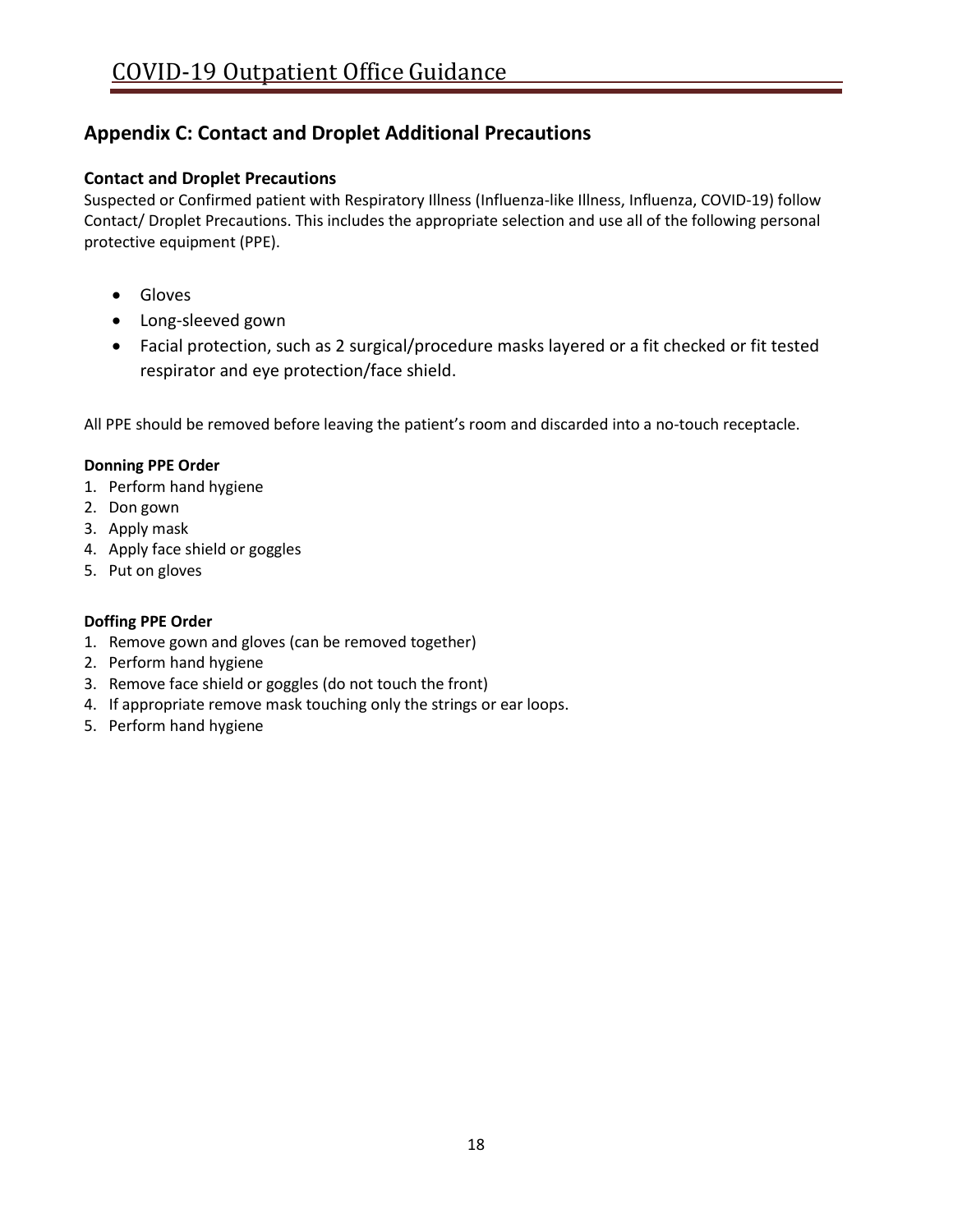## Appendix C: Contact and Droplet Additional Precautions

### Contact and Droplet Precautions

Suspected or Confirmed patient with Respiratory Illness (Influenza-like Illness, Influenza, COVID-19) follow Contact/ Droplet Precautions. This includes the appropriate selection and use all of the following personal protective equipment (PPE).

- Gloves
- Long-sleeved gown
- Facial protection, such as 2 surgical/procedure masks layered or a fit checked or fit tested respirator and eye protection/face shield.

All PPE should be removed before leaving the patient's room and discarded into a no-touch receptacle.

**Donning PPE Order**

1. Perform hand hygiene
2. Don gown
3. Apply mask
4. Apply face shield or goggles
5. Put on gloves

**Doffing PPE Order**

1. Remove gown and gloves (can be removed together)
2. Perform hand hygiene
3. Remove face shield or goggles (do not touch the front)
4. If appropriate remove mask touching only the strings or ear loops.
5. Perform hand hygiene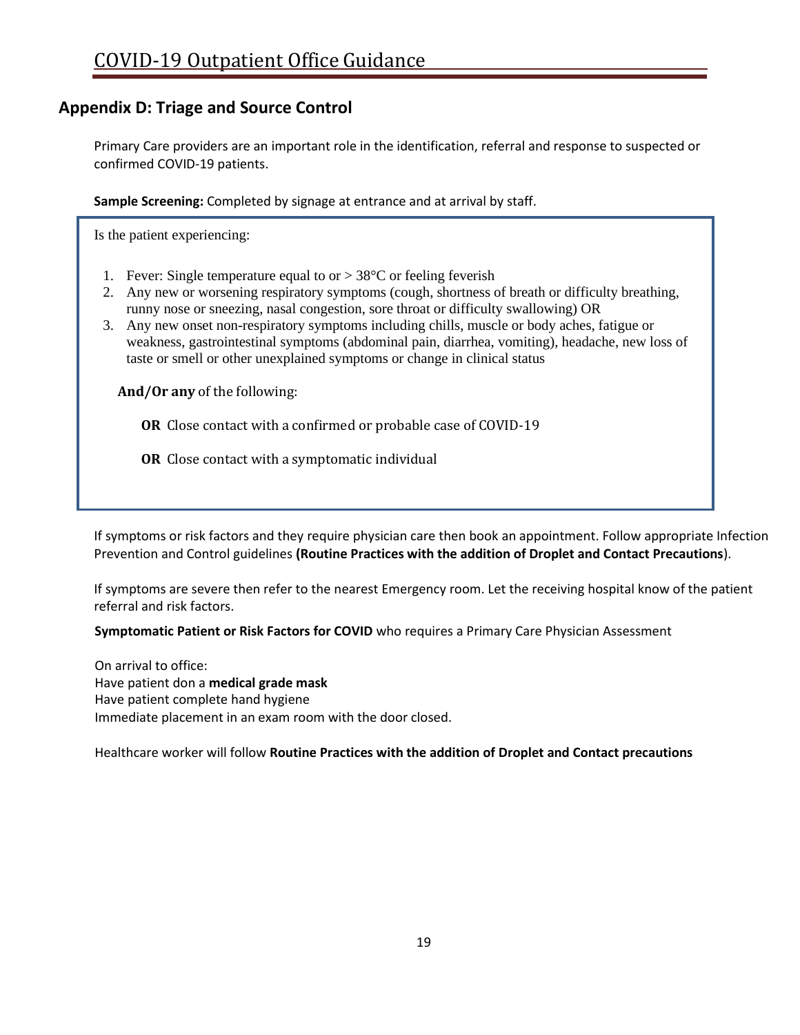## Appendix D: Triage and Source Control

Primary Care providers are an important role in the identification, referral and response to suspected or confirmed COVID-19 patients.

**Sample Screening:** Completed by signage at entrance and at arrival by staff.

Is the patient experiencing:

1. Fever: Single temperature equal to or > 38°C or feeling feverish
2. Any new or worsening respiratory symptoms (cough, shortness of breath or difficulty breathing, runny nose or sneezing, nasal congestion, sore throat or difficulty swallowing) OR
3. Any new onset non-respiratory symptoms including chills, muscle or body aches, fatigue or weakness, gastrointestinal symptoms (abdominal pain, diarrhea, vomiting), headache, new loss of taste or smell or other unexplained symptoms or change in clinical status

**And/Or any** of the following:

**OR** Close contact with a confirmed or probable case of COVID-19

**OR** Close contact with a symptomatic individual

If symptoms or risk factors and they require physician care then book an appointment. Follow appropriate Infection Prevention and Control guidelines **(Routine Practices with the addition of Droplet and Contact Precautions**).

If symptoms are severe then refer to the nearest Emergency room. Let the receiving hospital know of the patient referral and risk factors.

**Symptomatic Patient or Risk Factors for COVID** who requires a Primary Care Physician Assessment

On arrival to office:
Have patient don a **medical grade mask**
Have patient complete hand hygiene
Immediate placement in an exam room with the door closed.

Healthcare worker will follow **Routine Practices with the addition of Droplet and Contact precautions**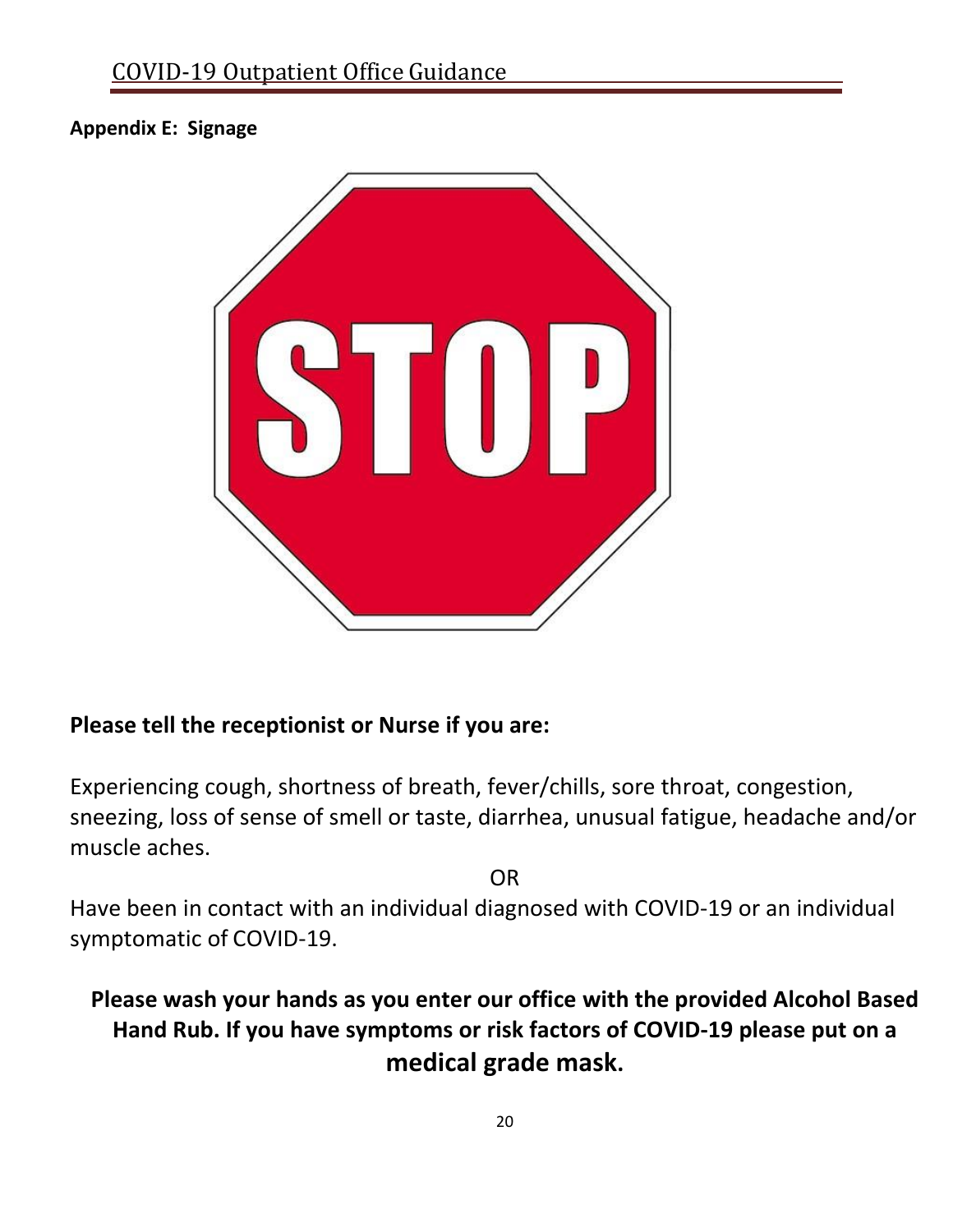**Appendix E: Signage**

STOP

**Please tell the receptionist or Nurse if you are:**

Experiencing cough, shortness of breath, fever/chills, sore throat, congestion, sneezing, loss of sense of smell or taste, diarrhea, unusual fatigue, headache and/or muscle aches.

OR

Have been in contact with an individual diagnosed with COVID-19 or an individual symptomatic of COVID-19.

**Please wash your hands as you enter our office with the provided Alcohol Based Hand Rub. If you have symptoms or risk factors of COVID-19 please put on a medical grade mask.**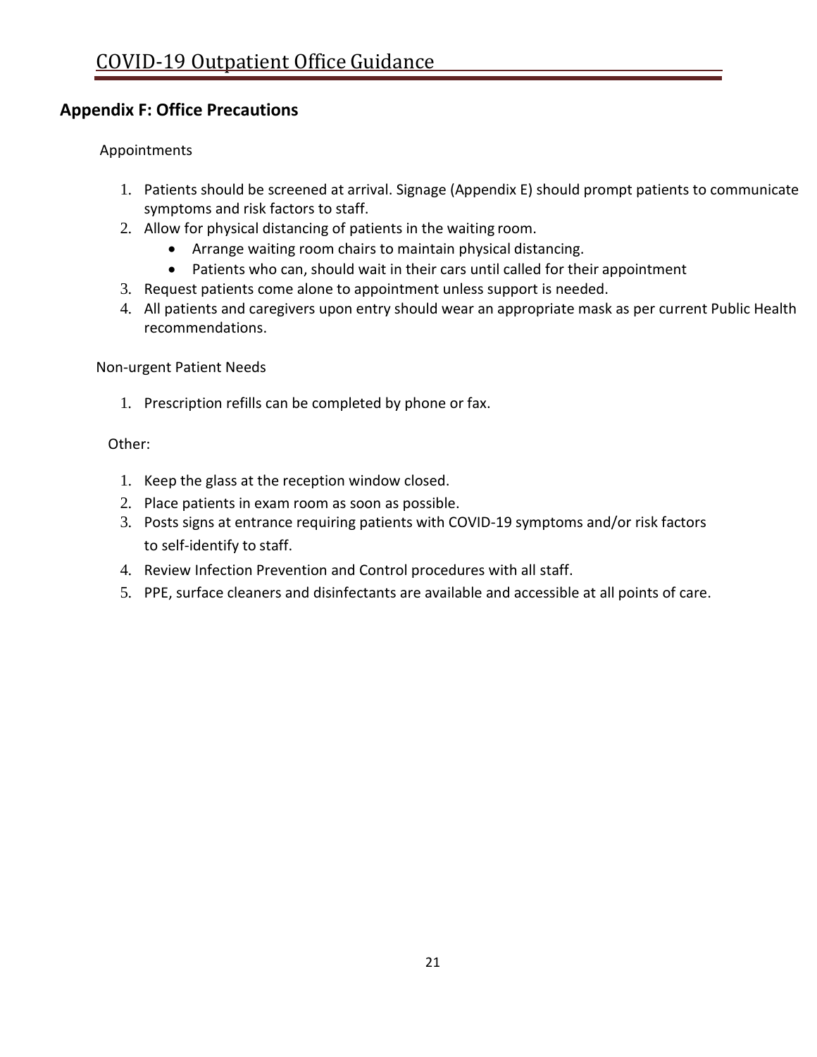## Appendix F: Office Precautions

Appointments

1. Patients should be screened at arrival. Signage (Appendix E) should prompt patients to communicate symptoms and risk factors to staff.
2. Allow for physical distancing of patients in the waiting room.
    - Arrange waiting room chairs to maintain physical distancing.
    - Patients who can, should wait in their cars until called for their appointment
3. Request patients come alone to appointment unless support is needed.
4. All patients and caregivers upon entry should wear an appropriate mask as per current Public Health recommendations.

Non-urgent Patient Needs

1. Prescription refills can be completed by phone or fax.

Other:

1. Keep the glass at the reception window closed.
2. Place patients in exam room as soon as possible.
3. Posts signs at entrance requiring patients with COVID-19 symptoms and/or risk factors to self-identify to staff.
4. Review Infection Prevention and Control procedures with all staff.
5. PPE, surface cleaners and disinfectants are available and accessible at all points of care.